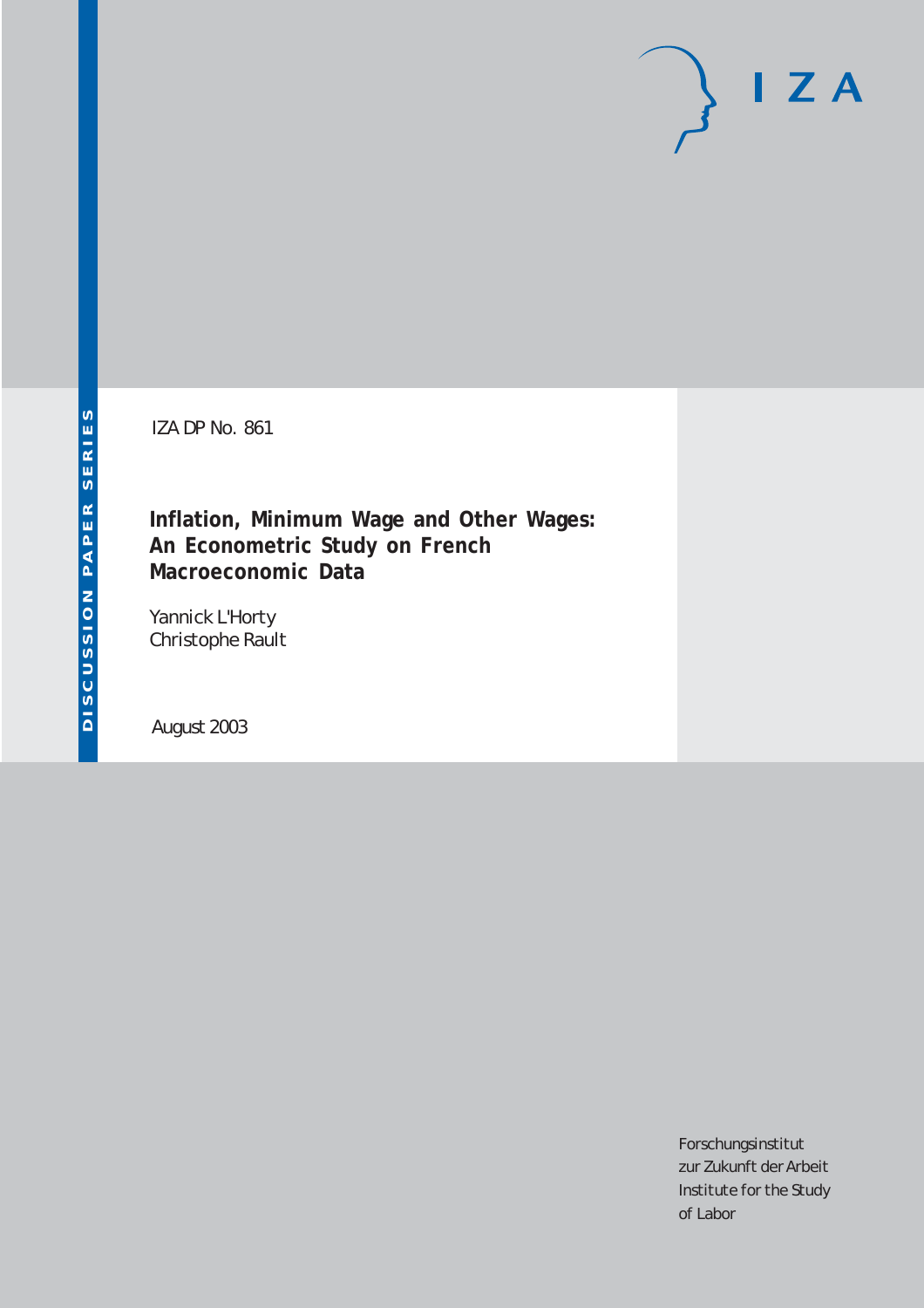DISCUSSION PAPER SERIES

IZA

IZA DP No. 861

# Inflation, Minimum Wage and Other Wages: An Econometric Study on French Macroeconomic Data

Yannick L'Horty
Christophe Rault

August 2003

Forschungsinstitut
zur Zukunft der Arbeit
Institute for the Study
of Labor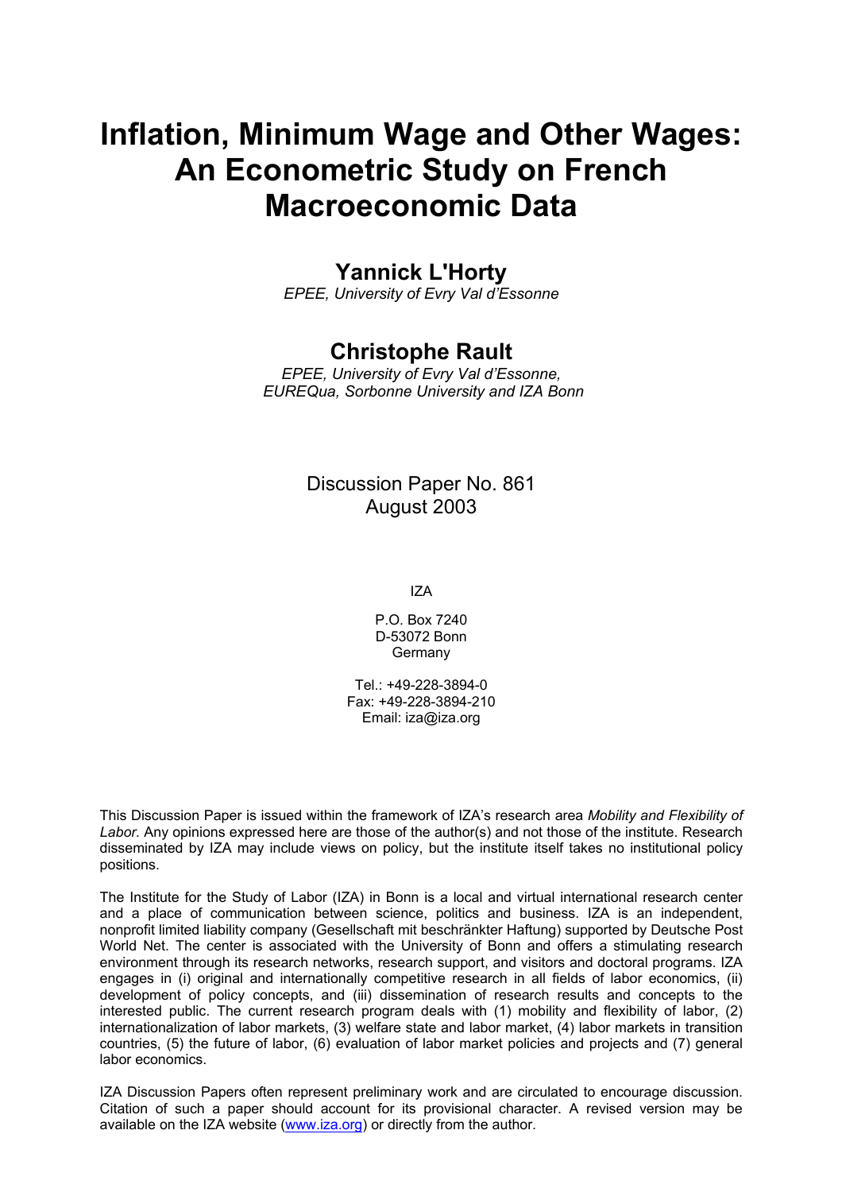# Inflation, Minimum Wage and Other Wages: An Econometric Study on French Macroeconomic Data

## Yannick L'Horty

*EPEE, University of Evry Val d'Essonne*

## Christophe Rault

*EPEE, University of Evry Val d'Essonne, EUREQua, Sorbonne University and IZA Bonn*

Discussion Paper No. 861
August 2003

IZA

P.O. Box 7240
D-53072 Bonn
Germany

Tel.: +49-228-3894-0
Fax: +49-228-3894-210
Email: iza@iza.org

This Discussion Paper is issued within the framework of IZA's research area *Mobility and Flexibility of Labor.* Any opinions expressed here are those of the author(s) and not those of the institute. Research disseminated by IZA may include views on policy, but the institute itself takes no institutional policy positions.

The Institute for the Study of Labor (IZA) in Bonn is a local and virtual international research center and a place of communication between science, politics and business. IZA is an independent, nonprofit limited liability company (Gesellschaft mit beschränkter Haftung) supported by Deutsche Post World Net. The center is associated with the University of Bonn and offers a stimulating research environment through its research networks, research support, and visitors and doctoral programs. IZA engages in (i) original and internationally competitive research in all fields of labor economics, (ii) development of policy concepts, and (iii) dissemination of research results and concepts to the interested public. The current research program deals with (1) mobility and flexibility of labor, (2) internationalization of labor markets, (3) welfare state and labor market, (4) labor markets in transition countries, (5) the future of labor, (6) evaluation of labor market policies and projects and (7) general labor economics.

IZA Discussion Papers often represent preliminary work and are circulated to encourage discussion. Citation of such a paper should account for its provisional character. A revised version may be available on the IZA website (www.iza.org) or directly from the author.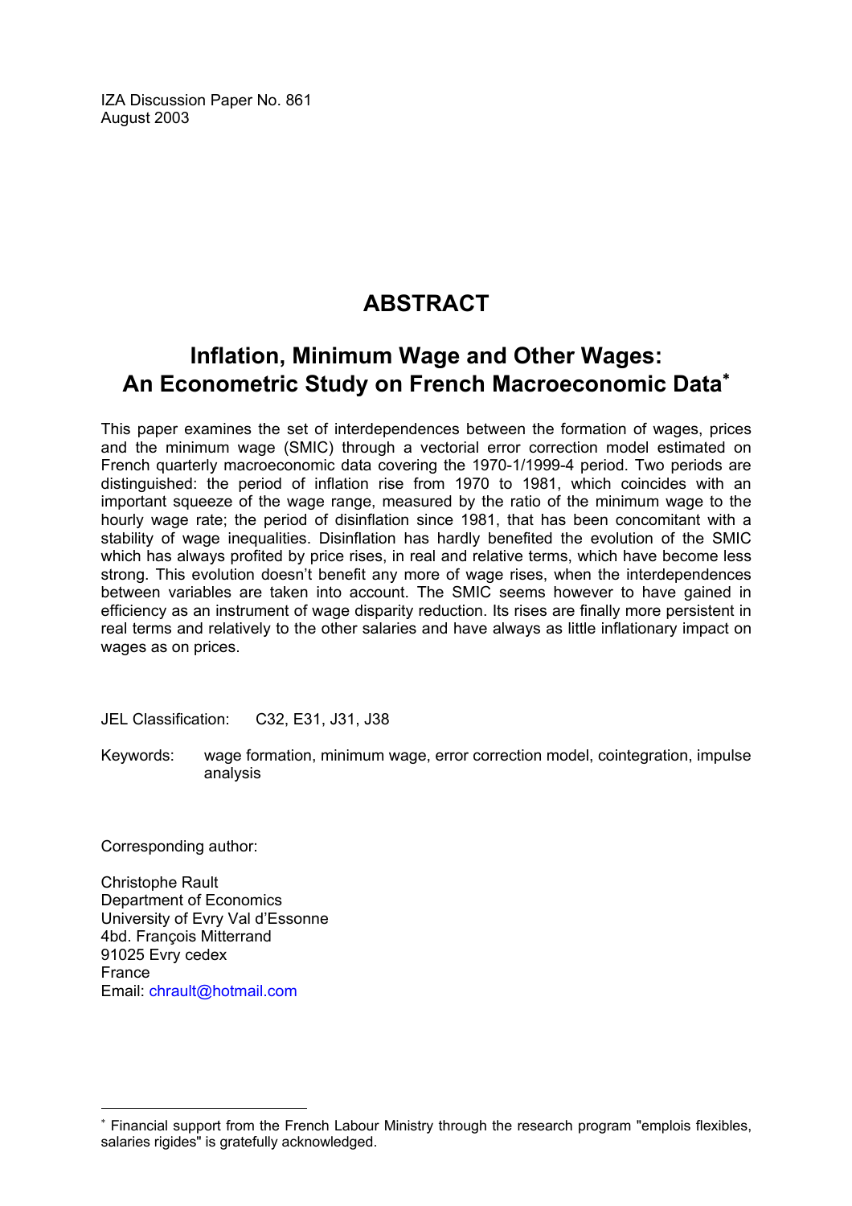IZA Discussion Paper No. 861
August 2003

# ABSTRACT

## Inflation, Minimum Wage and Other Wages: An Econometric Study on French Macroeconomic Data*

This paper examines the set of interdependences between the formation of wages, prices and the minimum wage (SMIC) through a vectorial error correction model estimated on French quarterly macroeconomic data covering the 1970-1/1999-4 period. Two periods are distinguished: the period of inflation rise from 1970 to 1981, which coincides with an important squeeze of the wage range, measured by the ratio of the minimum wage to the hourly wage rate; the period of disinflation since 1981, that has been concomitant with a stability of wage inequalities. Disinflation has hardly benefited the evolution of the SMIC which has always profited by price rises, in real and relative terms, which have become less strong. This evolution doesn't benefit any more of wage rises, when the interdependences between variables are taken into account. The SMIC seems however to have gained in efficiency as an instrument of wage disparity reduction. Its rises are finally more persistent in real terms and relatively to the other salaries and have always as little inflationary impact on wages as on prices.

JEL Classification: C32, E31, J31, J38

Keywords: wage formation, minimum wage, error correction model, cointegration, impulse analysis

Corresponding author:

Christophe Rault
Department of Economics
University of Evry Val d'Essonne
4bd. François Mitterrand
91025 Evry cedex
France
Email: chrault@hotmail.com

* Financial support from the French Labour Ministry through the research program "emplois flexibles, salaries rigides" is gratefully acknowledged.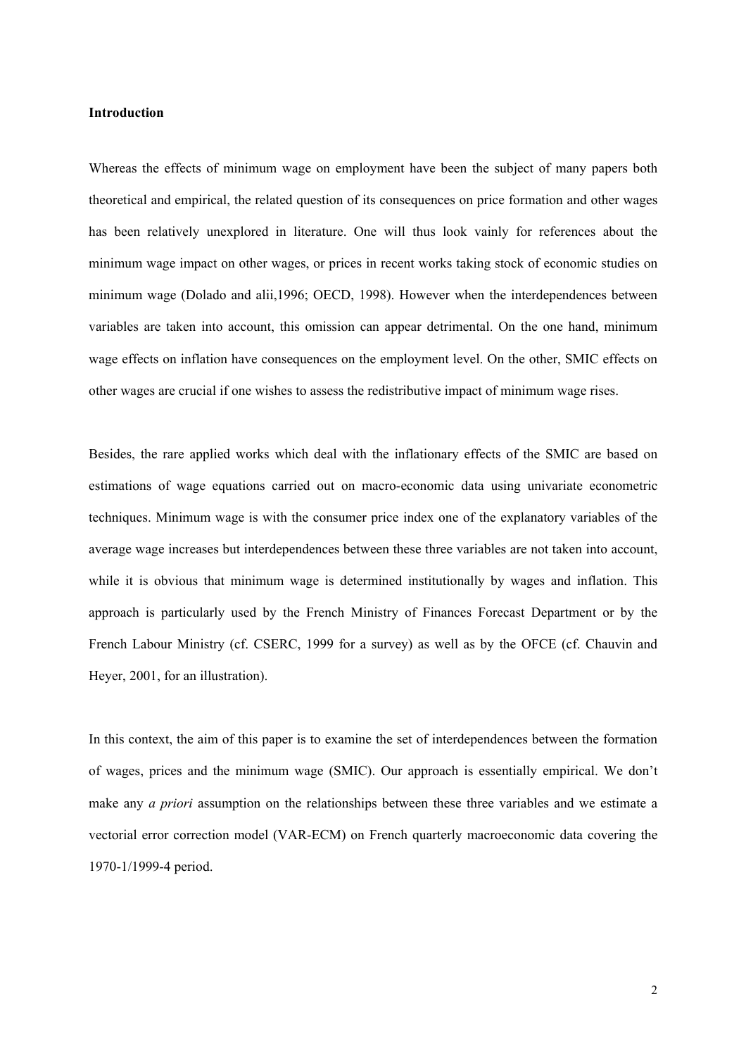**Introduction**

Whereas the effects of minimum wage on employment have been the subject of many papers both theoretical and empirical, the related question of its consequences on price formation and other wages has been relatively unexplored in literature. One will thus look vainly for references about the minimum wage impact on other wages, or prices in recent works taking stock of economic studies on minimum wage (Dolado and alii,1996; OECD, 1998). However when the interdependences between variables are taken into account, this omission can appear detrimental. On the one hand, minimum wage effects on inflation have consequences on the employment level. On the other, SMIC effects on other wages are crucial if one wishes to assess the redistributive impact of minimum wage rises.

Besides, the rare applied works which deal with the inflationary effects of the SMIC are based on estimations of wage equations carried out on macro-economic data using univariate econometric techniques. Minimum wage is with the consumer price index one of the explanatory variables of the average wage increases but interdependences between these three variables are not taken into account, while it is obvious that minimum wage is determined institutionally by wages and inflation. This approach is particularly used by the French Ministry of Finances Forecast Department or by the French Labour Ministry (cf. CSERC, 1999 for a survey) as well as by the OFCE (cf. Chauvin and Heyer, 2001, for an illustration).

In this context, the aim of this paper is to examine the set of interdependences between the formation of wages, prices and the minimum wage (SMIC). Our approach is essentially empirical. We don't make any *a priori* assumption on the relationships between these three variables and we estimate a vectorial error correction model (VAR-ECM) on French quarterly macroeconomic data covering the 1970-1/1999-4 period.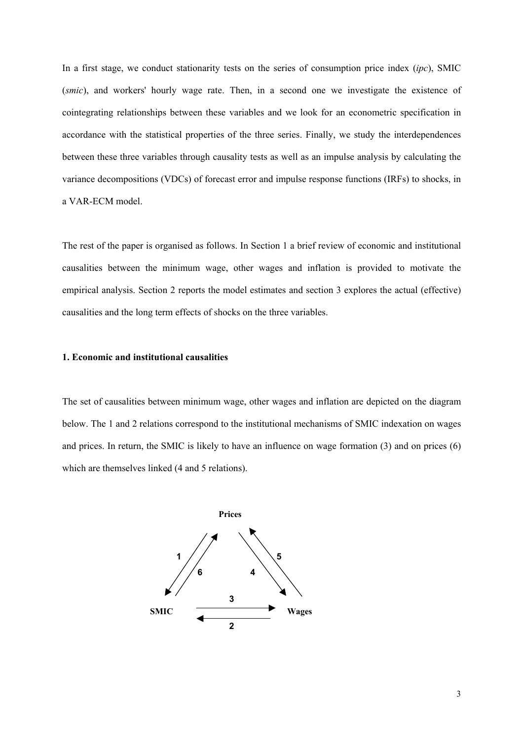In a first stage, we conduct stationarity tests on the series of consumption price index (*ipc*), SMIC (*smic*), and workers' hourly wage rate. Then, in a second one we investigate the existence of cointegrating relationships between these variables and we look for an econometric specification in accordance with the statistical properties of the three series. Finally, we study the interdependences between these three variables through causality tests as well as an impulse analysis by calculating the variance decompositions (VDCs) of forecast error and impulse response functions (IRFs) to shocks, in a VAR-ECM model.

The rest of the paper is organised as follows. In Section 1 a brief review of economic and institutional causalities between the minimum wage, other wages and inflation is provided to motivate the empirical analysis. Section 2 reports the model estimates and section 3 explores the actual (effective) causalities and the long term effects of shocks on the three variables.

## 1. Economic and institutional causalities

The set of causalities between minimum wage, other wages and inflation are depicted on the diagram below. The 1 and 2 relations correspond to the institutional mechanisms of SMIC indexation on wages and prices. In return, the SMIC is likely to have an influence on wage formation (3) and on prices (6) which are themselves linked (4 and 5 relations).

**Prices**

1 6 4 5

**SMIC** 3 2 **Wages**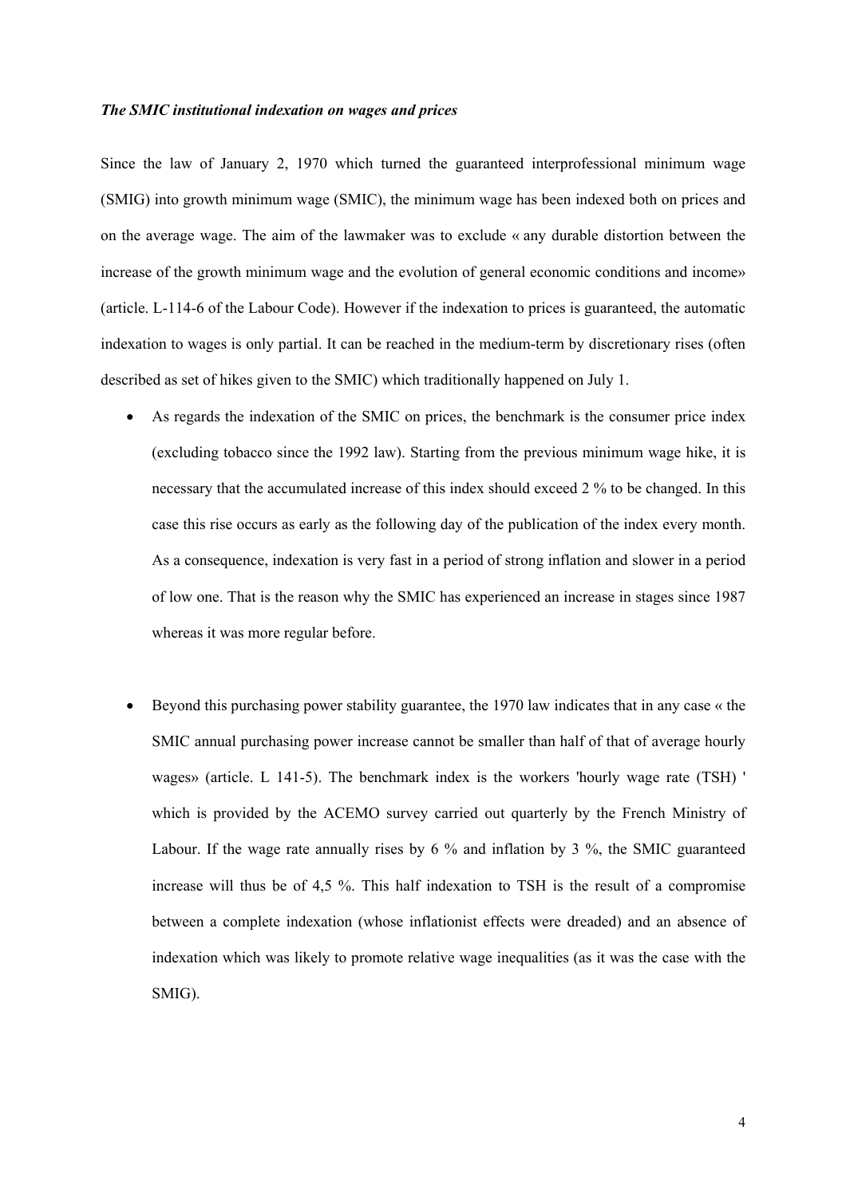*The SMIC institutional indexation on wages and prices*

Since the law of January 2, 1970 which turned the guaranteed interprofessional minimum wage (SMIG) into growth minimum wage (SMIC), the minimum wage has been indexed both on prices and on the average wage. The aim of the lawmaker was to exclude « any durable distortion between the increase of the growth minimum wage and the evolution of general economic conditions and income» (article. L-114-6 of the Labour Code). However if the indexation to prices is guaranteed, the automatic indexation to wages is only partial. It can be reached in the medium-term by discretionary rises (often described as set of hikes given to the SMIC) which traditionally happened on July 1.

- As regards the indexation of the SMIC on prices, the benchmark is the consumer price index (excluding tobacco since the 1992 law). Starting from the previous minimum wage hike, it is necessary that the accumulated increase of this index should exceed 2 % to be changed. In this case this rise occurs as early as the following day of the publication of the index every month. As a consequence, indexation is very fast in a period of strong inflation and slower in a period of low one. That is the reason why the SMIC has experienced an increase in stages since 1987 whereas it was more regular before.

- Beyond this purchasing power stability guarantee, the 1970 law indicates that in any case « the SMIC annual purchasing power increase cannot be smaller than half of that of average hourly wages» (article. L 141-5). The benchmark index is the workers 'hourly wage rate (TSH) ' which is provided by the ACEMO survey carried out quarterly by the French Ministry of Labour. If the wage rate annually rises by 6 % and inflation by 3 %, the SMIC guaranteed increase will thus be of 4,5 %. This half indexation to TSH is the result of a compromise between a complete indexation (whose inflationist effects were dreaded) and an absence of indexation which was likely to promote relative wage inequalities (as it was the case with the SMIG).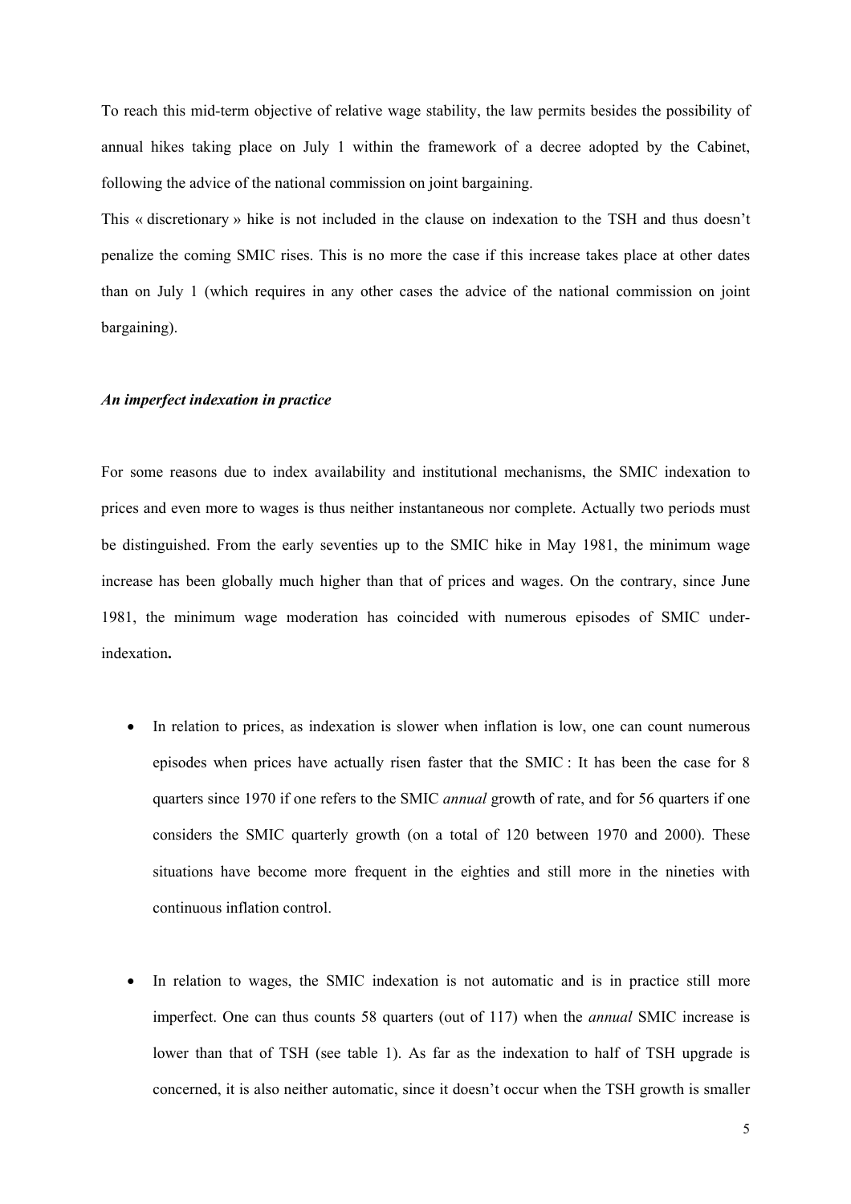To reach this mid-term objective of relative wage stability, the law permits besides the possibility of annual hikes taking place on July 1 within the framework of a decree adopted by the Cabinet, following the advice of the national commission on joint bargaining.

This « discretionary » hike is not included in the clause on indexation to the TSH and thus doesn't penalize the coming SMIC rises. This is no more the case if this increase takes place at other dates than on July 1 (which requires in any other cases the advice of the national commission on joint bargaining).

***An imperfect indexation in practice***

For some reasons due to index availability and institutional mechanisms, the SMIC indexation to prices and even more to wages is thus neither instantaneous nor complete. Actually two periods must be distinguished. From the early seventies up to the SMIC hike in May 1981, the minimum wage increase has been globally much higher than that of prices and wages. On the contrary, since June 1981, the minimum wage moderation has coincided with numerous episodes of SMIC under-indexation**.**

- In relation to prices, as indexation is slower when inflation is low, one can count numerous episodes when prices have actually risen faster that the SMIC : It has been the case for 8 quarters since 1970 if one refers to the SMIC *annual* growth of rate, and for 56 quarters if one considers the SMIC quarterly growth (on a total of 120 between 1970 and 2000). These situations have become more frequent in the eighties and still more in the nineties with continuous inflation control.

- In relation to wages, the SMIC indexation is not automatic and is in practice still more imperfect. One can thus counts 58 quarters (out of 117) when the *annual* SMIC increase is lower than that of TSH (see table 1). As far as the indexation to half of TSH upgrade is concerned, it is also neither automatic, since it doesn't occur when the TSH growth is smaller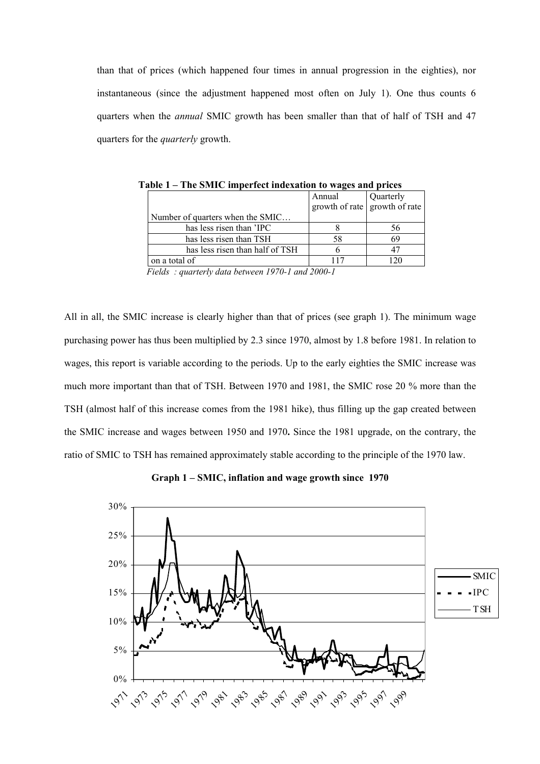than that of prices (which happened four times in annual progression in the eighties), nor instantaneous (since the adjustment happened most often on July 1). One thus counts 6 quarters when the *annual* SMIC growth has been smaller than that of half of TSH and 47 quarters for the *quarterly* growth.

**Table 1 – The SMIC imperfect indexation to wages and prices**

| Number of quarters when the SMIC… | Annual growth of rate | Quarterly growth of rate |
|---|---|---|
| has less risen than 'IPC | 8 | 56 |
| has less risen than TSH | 58 | 69 |
| has less risen than half of TSH | 6 | 47 |
| on a total of | 117 | 120 |

*Fields : quarterly data between 1970-1 and 2000-1*

All in all, the SMIC increase is clearly higher than that of prices (see graph 1). The minimum wage purchasing power has thus been multiplied by 2.3 since 1970, almost by 1.8 before 1981. In relation to wages, this report is variable according to the periods. Up to the early eighties the SMIC increase was much more important than that of TSH. Between 1970 and 1981, the SMIC rose 20 % more than the TSH (almost half of this increase comes from the 1981 hike), thus filling up the gap created between the SMIC increase and wages between 1950 and 1970**.** Since the 1981 upgrade, on the contrary, the ratio of SMIC to TSH has remained approximately stable according to the principle of the 1970 law.

**Graph 1 – SMIC, inflation and wage growth since 1970**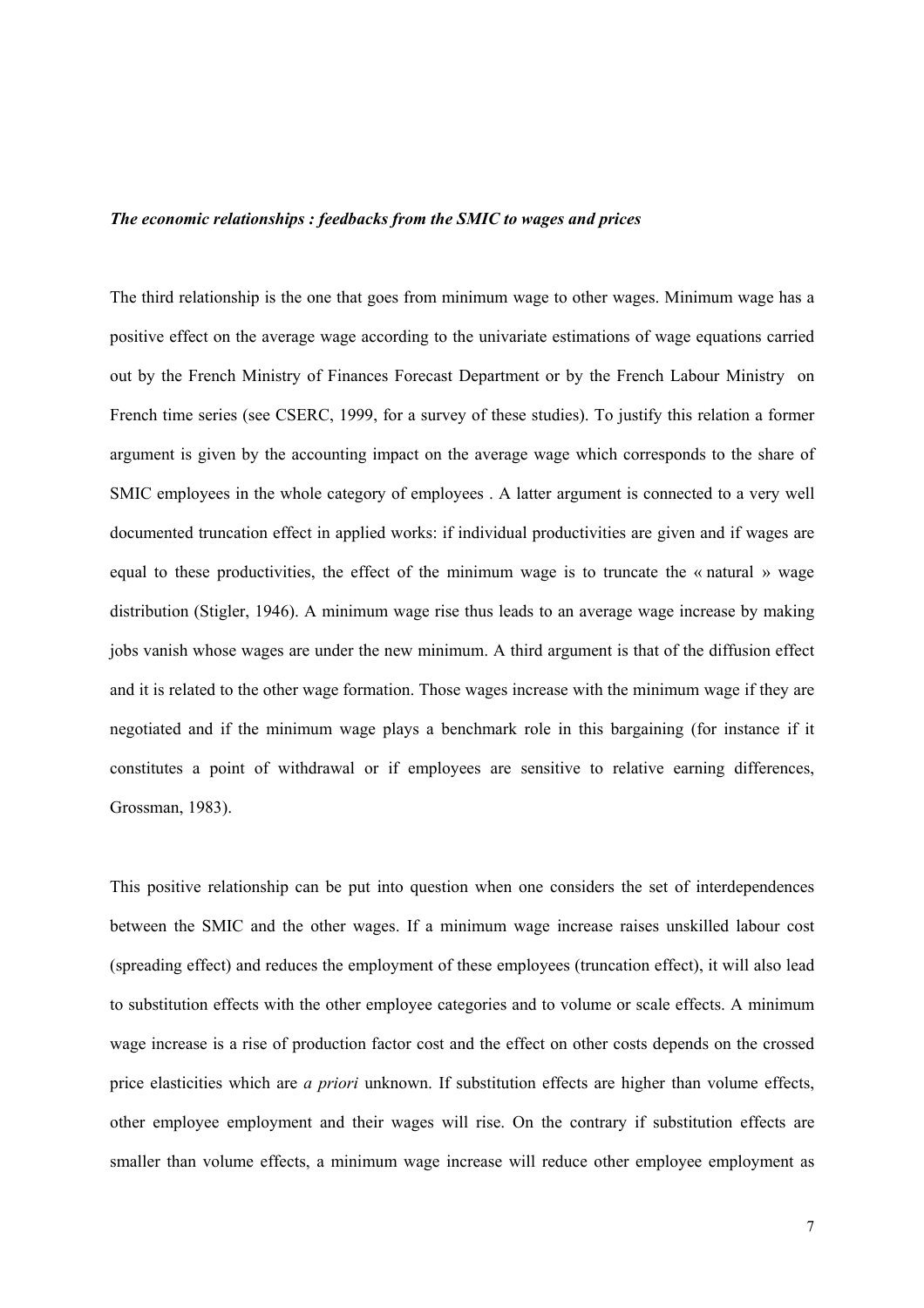***The economic relationships : feedbacks from the SMIC to wages and prices***

The third relationship is the one that goes from minimum wage to other wages. Minimum wage has a positive effect on the average wage according to the univariate estimations of wage equations carried out by the French Ministry of Finances Forecast Department or by the French Labour Ministry on French time series (see CSERC, 1999, for a survey of these studies). To justify this relation a former argument is given by the accounting impact on the average wage which corresponds to the share of SMIC employees in the whole category of employees . A latter argument is connected to a very well documented truncation effect in applied works: if individual productivities are given and if wages are equal to these productivities, the effect of the minimum wage is to truncate the « natural » wage distribution (Stigler, 1946). A minimum wage rise thus leads to an average wage increase by making jobs vanish whose wages are under the new minimum. A third argument is that of the diffusion effect and it is related to the other wage formation. Those wages increase with the minimum wage if they are negotiated and if the minimum wage plays a benchmark role in this bargaining (for instance if it constitutes a point of withdrawal or if employees are sensitive to relative earning differences, Grossman, 1983).

This positive relationship can be put into question when one considers the set of interdependences between the SMIC and the other wages. If a minimum wage increase raises unskilled labour cost (spreading effect) and reduces the employment of these employees (truncation effect), it will also lead to substitution effects with the other employee categories and to volume or scale effects. A minimum wage increase is a rise of production factor cost and the effect on other costs depends on the crossed price elasticities which are *a priori* unknown. If substitution effects are higher than volume effects, other employee employment and their wages will rise. On the contrary if substitution effects are smaller than volume effects, a minimum wage increase will reduce other employee employment as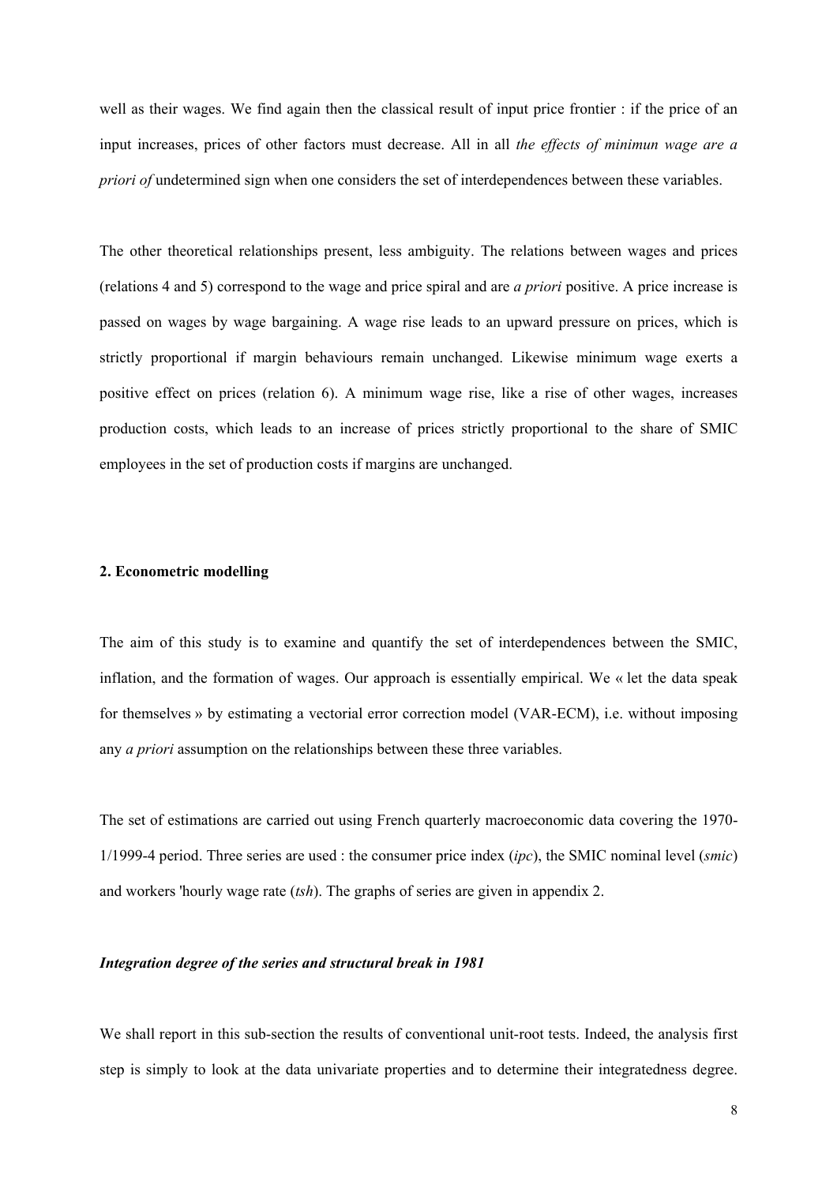well as their wages. We find again then the classical result of input price frontier : if the price of an input increases, prices of other factors must decrease. All in all *the effects of minimun wage are a priori of* undetermined sign when one considers the set of interdependences between these variables.

The other theoretical relationships present, less ambiguity. The relations between wages and prices (relations 4 and 5) correspond to the wage and price spiral and are *a priori* positive. A price increase is passed on wages by wage bargaining. A wage rise leads to an upward pressure on prices, which is strictly proportional if margin behaviours remain unchanged. Likewise minimum wage exerts a positive effect on prices (relation 6). A minimum wage rise, like a rise of other wages, increases production costs, which leads to an increase of prices strictly proportional to the share of SMIC employees in the set of production costs if margins are unchanged.

### 2. Econometric modelling

The aim of this study is to examine and quantify the set of interdependences between the SMIC, inflation, and the formation of wages. Our approach is essentially empirical. We « let the data speak for themselves » by estimating a vectorial error correction model (VAR-ECM), i.e. without imposing any *a priori* assumption on the relationships between these three variables.

The set of estimations are carried out using French quarterly macroeconomic data covering the 1970-1/1999-4 period. Three series are used : the consumer price index (*ipc*), the SMIC nominal level (*smic*) and workers 'hourly wage rate (*tsh*). The graphs of series are given in appendix 2.

#### *Integration degree of the series and structural break in 1981*

We shall report in this sub-section the results of conventional unit-root tests. Indeed, the analysis first step is simply to look at the data univariate properties and to determine their integratedness degree.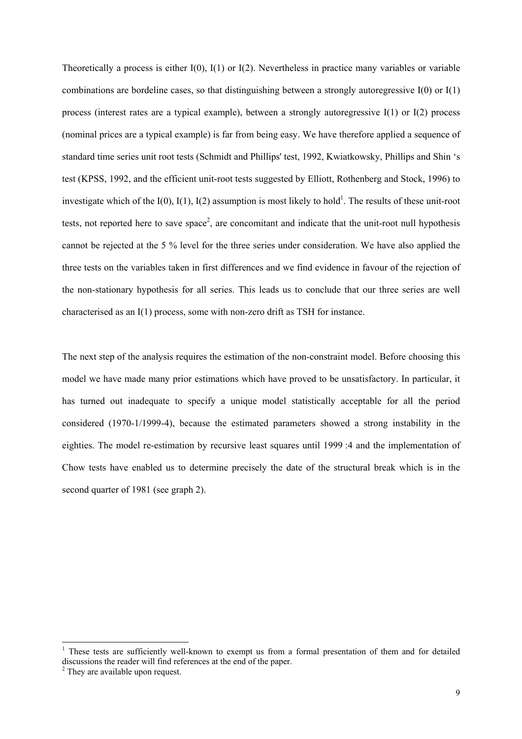Theoretically a process is either I(0), I(1) or I(2). Nevertheless in practice many variables or variable combinations are bordeline cases, so that distinguishing between a strongly autoregressive I(0) or I(1) process (interest rates are a typical example), between a strongly autoregressive I(1) or I(2) process (nominal prices are a typical example) is far from being easy. We have therefore applied a sequence of standard time series unit root tests (Schmidt and Phillips' test, 1992, Kwiatkowsky, Phillips and Shin 's test (KPSS, 1992, and the efficient unit-root tests suggested by Elliott, Rothenberg and Stock, 1996) to investigate which of the I(0), I(1), I(2) assumption is most likely to hold[1]. The results of these unit-root tests, not reported here to save space[2], are concomitant and indicate that the unit-root null hypothesis cannot be rejected at the 5 % level for the three series under consideration. We have also applied the three tests on the variables taken in first differences and we find evidence in favour of the rejection of the non-stationary hypothesis for all series. This leads us to conclude that our three series are well characterised as an I(1) process, some with non-zero drift as TSH for instance.

The next step of the analysis requires the estimation of the non-constraint model. Before choosing this model we have made many prior estimations which have proved to be unsatisfactory. In particular, it has turned out inadequate to specify a unique model statistically acceptable for all the period considered (1970-1/1999-4), because the estimated parameters showed a strong instability in the eighties. The model re-estimation by recursive least squares until 1999 :4 and the implementation of Chow tests have enabled us to determine precisely the date of the structural break which is in the second quarter of 1981 (see graph 2).

---

[1] These tests are sufficiently well-known to exempt us from a formal presentation of them and for detailed discussions the reader will find references at the end of the paper.

[2] They are available upon request.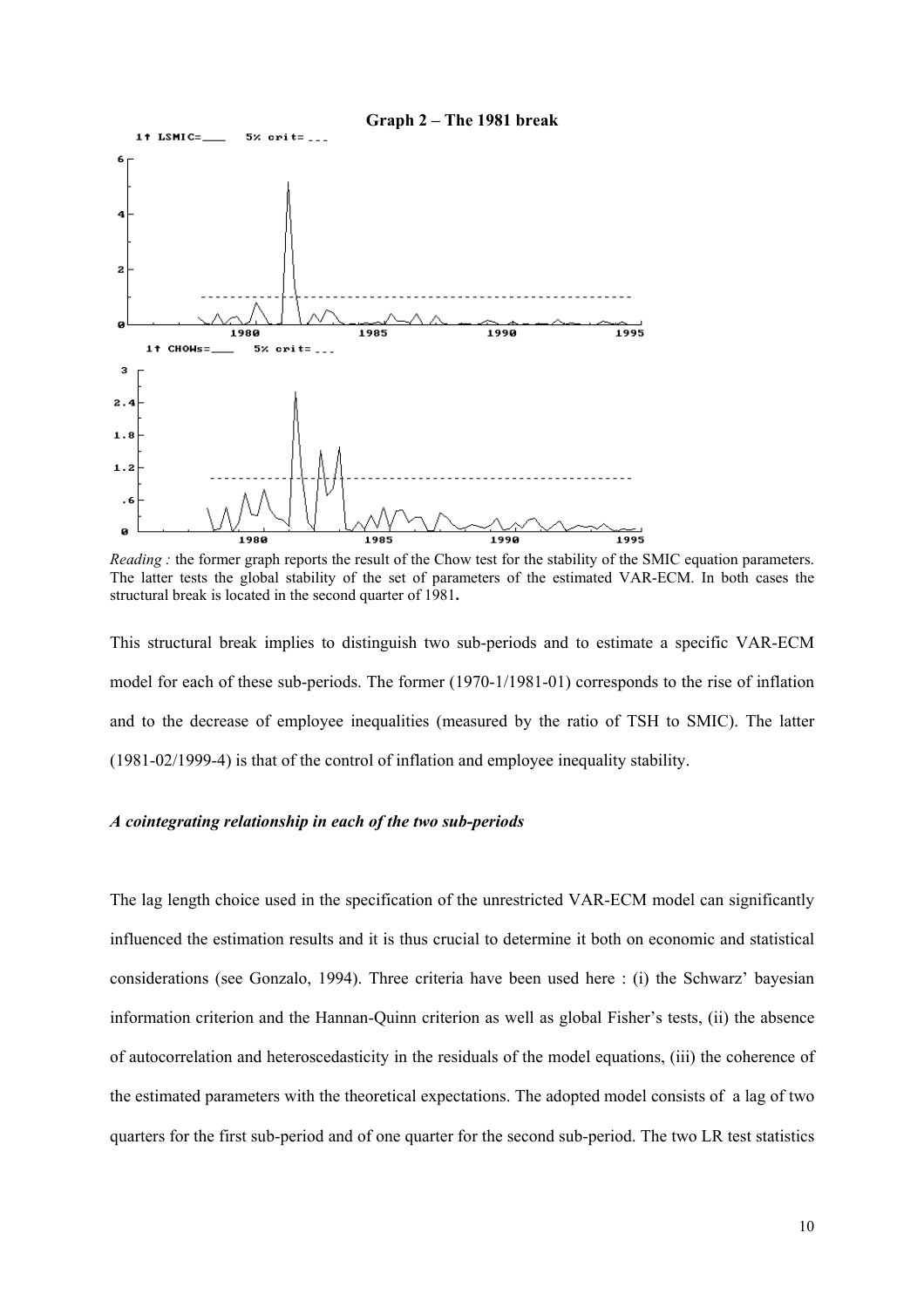**Graph 2 – The 1981 break**

*Reading :* the former graph reports the result of the Chow test for the stability of the SMIC equation parameters. The latter tests the global stability of the set of parameters of the estimated VAR-ECM. In both cases the structural break is located in the second quarter of 1981**.**

This structural break implies to distinguish two sub-periods and to estimate a specific VAR-ECM model for each of these sub-periods. The former (1970-1/1981-01) corresponds to the rise of inflation and to the decrease of employee inequalities (measured by the ratio of TSH to SMIC). The latter (1981-02/1999-4) is that of the control of inflation and employee inequality stability.

***A cointegrating relationship in each of the two sub-periods***

The lag length choice used in the specification of the unrestricted VAR-ECM model can significantly influenced the estimation results and it is thus crucial to determine it both on economic and statistical considerations (see Gonzalo, 1994). Three criteria have been used here : (i) the Schwarz' bayesian information criterion and the Hannan-Quinn criterion as well as global Fisher's tests, (ii) the absence of autocorrelation and heteroscedasticity in the residuals of the model equations, (iii) the coherence of the estimated parameters with the theoretical expectations. The adopted model consists of a lag of two quarters for the first sub-period and of one quarter for the second sub-period. The two LR test statistics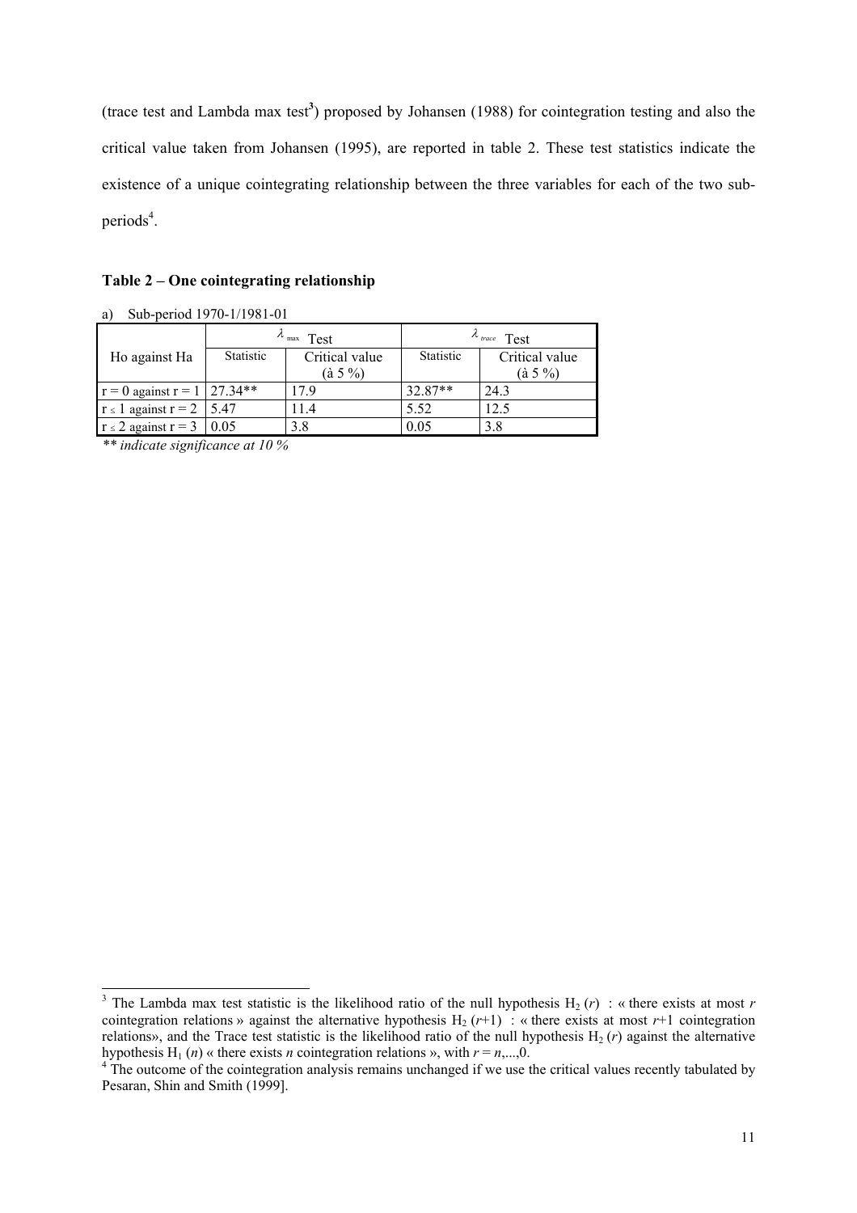(trace test and Lambda max test[3]) proposed by Johansen (1988) for cointegration testing and also the critical value taken from Johansen (1995), are reported in table 2. These test statistics indicate the existence of a unique cointegrating relationship between the three variables for each of the two sub-periods[4].

**Table 2 – One cointegrating relationship**

a) Sub-period 1970-1/1981-01

| Ho against Ha | $\lambda_{\max}$ Test | | $\lambda_{trace}$ Test | |
|---|---|---|---|---|
| | Statistic | Critical value (à 5 %) | Statistic | Critical value (à 5 %) |
| r = 0 against r = 1 | 27.34** | 17.9 | 32.87** | 24.3 |
| r ≤ 1 against r = 2 | 5.47 | 11.4 | 5.52 | 12.5 |
| r ≤ 2 against r = 3 | 0.05 | 3.8 | 0.05 | 3.8 |

*\*\* indicate significance at 10 %*

---

[3] The Lambda max test statistic is the likelihood ratio of the null hypothesis $H_2(r)$ : « there exists at most $r$ cointegration relations » against the alternative hypothesis $H_2(r+1)$ : « there exists at most $r+1$ cointegration relations», and the Trace test statistic is the likelihood ratio of the null hypothesis $H_2(r)$ against the alternative hypothesis $H_1(n)$ « there exists $n$ cointegration relations », with $r = n,...,0$.

[4] The outcome of the cointegration analysis remains unchanged if we use the critical values recently tabulated by Pesaran, Shin and Smith (1999].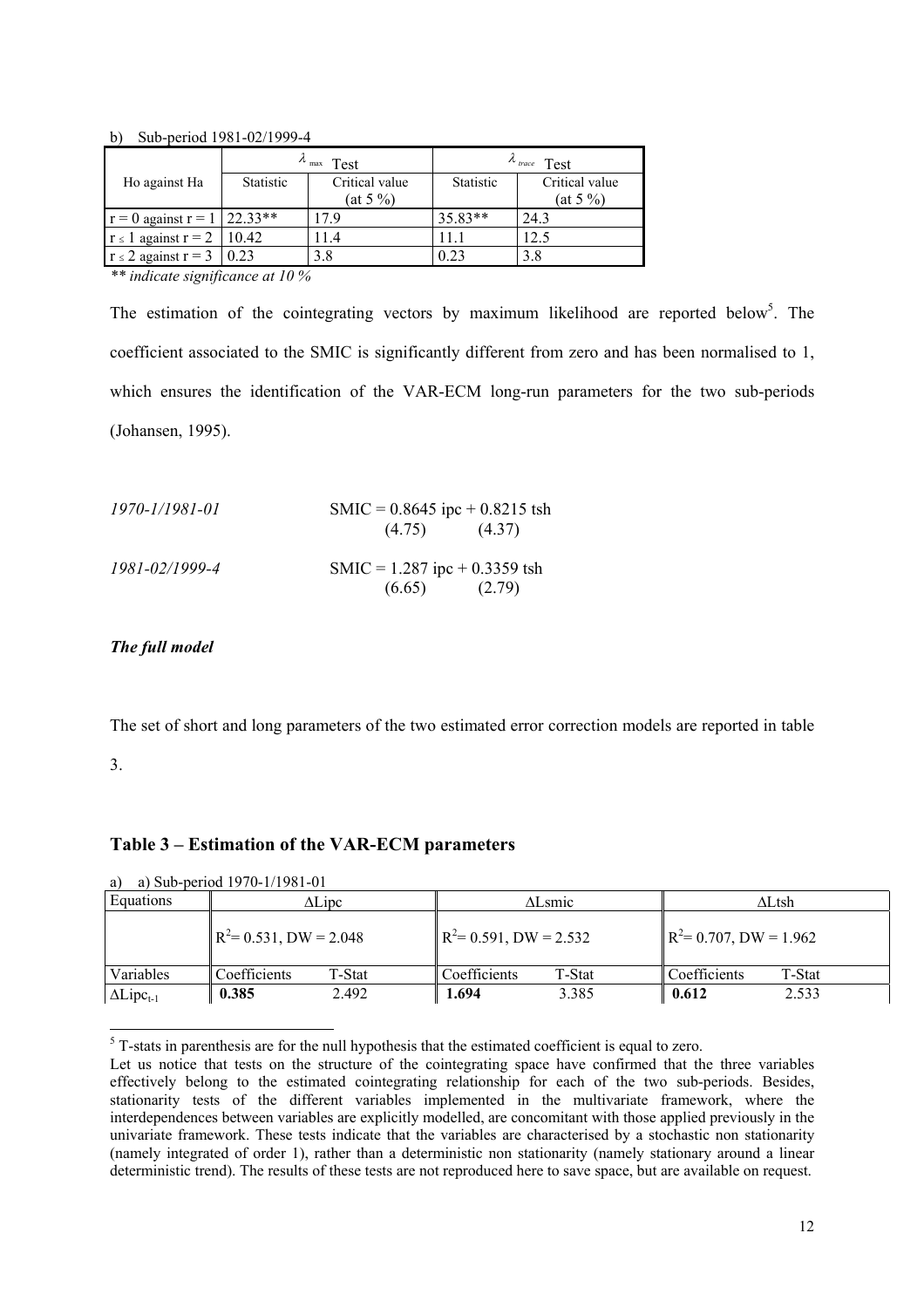b) Sub-period 1981-02/1999-4

| Ho against Ha | $\lambda_{max}$ Test | | $\lambda_{trace}$ Test | |
|---|---|---|---|---|
| | Statistic | Critical value (at 5 %) | Statistic | Critical value (at 5 %) |
| r = 0 against r = 1 | 22.33** | 17.9 | 35.83** | 24.3 |
| r ≤ 1 against r = 2 | 10.42 | 11.4 | 11.1 | 12.5 |
| r ≤ 2 against r = 3 | 0.23 | 3.8 | 0.23 | 3.8 |

*\*\* indicate significance at 10 %*

The estimation of the cointegrating vectors by maximum likelihood are reported below[5]. The coefficient associated to the SMIC is significantly different from zero and has been normalised to 1, which ensures the identification of the VAR-ECM long-run parameters for the two sub-periods (Johansen, 1995).

*1970-1/1981-01* SMIC = 0.8645 ipc + 0.8215 tsh
(4.75) (4.37)

*1981-02/1999-4* SMIC = 1.287 ipc + 0.3359 tsh
(6.65) (2.79)

### *The full model*

The set of short and long parameters of the two estimated error correction models are reported in table 3.

## Table 3 – Estimation of the VAR-ECM parameters

a) a) Sub-period 1970-1/1981-01

| Equations | ΔLipc | | ΔLsmic | | ΔLtsh | |
|---|---|---|---|---|---|---|
| | $R^2$= 0.531, DW = 2.048 | | $R^2$= 0.591, DW = 2.532 | | $R^2$= 0.707, DW = 1.962 | |
| Variables | Coefficients | T-Stat | Coefficients | T-Stat | Coefficients | T-Stat |
| $\Delta Lipc_{t-1}$ | **0.385** | 2.492 | **1.694** | 3.385 | **0.612** | 2.533 |

[5] T-stats in parenthesis are for the null hypothesis that the estimated coefficient is equal to zero.
Let us notice that tests on the structure of the cointegrating space have confirmed that the three variables effectively belong to the estimated cointegrating relationship for each of the two sub-periods. Besides, stationarity tests of the different variables implemented in the multivariate framework, where the interdependences between variables are explicitly modelled, are concomitant with those applied previously in the univariate framework. These tests indicate that the variables are characterised by a stochastic non stationarity (namely integrated of order 1), rather than a deterministic non stationarity (namely stationary around a linear deterministic trend). The results of these tests are not reproduced here to save space, but are available on request.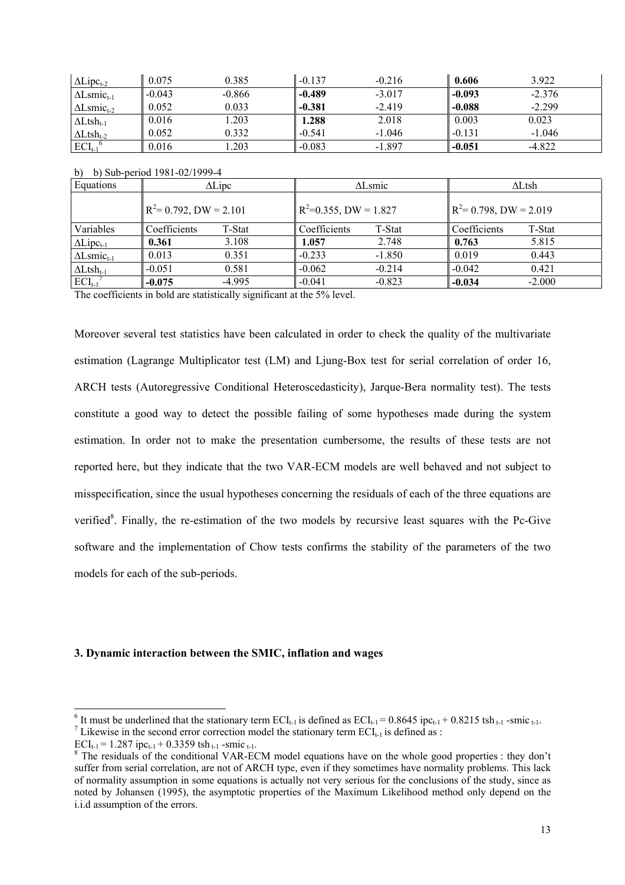| $\Delta Lipc_{t-2}$ | 0.075 | 0.385 | -0.137 | -0.216 | **0.606** | 3.922 |
|---|---|---|---|---|---|---|
| $\Delta Lsmic_{t-1}$ | -0.043 | -0.866 | **-0.489** | -3.017 | **-0.093** | -2.376 |
| $\Delta Lsmic_{t-2}$ | 0.052 | 0.033 | **-0.381** | -2.419 | **-0.088** | -2.299 |
| $\Delta Ltsh_{t-1}$ | 0.016 | 1.203 | **1.288** | 2.018 | 0.003 | 0.023 |
| $\Delta Ltsh_{t-2}$ | 0.052 | 0.332 | -0.541 | -1.046 | -0.131 | -1.046 |
| $ECI_{t-1}$ [6] | 0.016 | 1.203 | -0.083 | -1.897 | **-0.051** | -4.822 |

b) b) Sub-period 1981-02/1999-4

| Equations | $\Delta Lipc$ | | $\Delta Lsmic$ | | $\Delta Ltsh$ | |
|---|---|---|---|---|---|---|
| | $R^2 = 0.792$, DW = 2.101 | | $R^2 = 0.355$, DW = 1.827 | | $R^2 = 0.798$, DW = 2.019 | |
| Variables | Coefficients | T-Stat | Coefficients | T-Stat | Coefficients | T-Stat |
| $\Delta Lipc_{t-1}$ | **0.361** | 3.108 | **1.057** | 2.748 | **0.763** | 5.815 |
| $\Delta Lsmic_{t-1}$ | 0.013 | 0.351 | -0.233 | -1.850 | 0.019 | 0.443 |
| $\Delta Ltsh_{t-1}$ | -0.051 | 0.581 | -0.062 | -0.214 | -0.042 | 0.421 |
| $ECI_{t-1}$ [7] | **-0.075** | -4.995 | -0.041 | -0.823 | **-0.034** | -2.000 |

The coefficients in bold are statistically significant at the 5% level.

Moreover several test statistics have been calculated in order to check the quality of the multivariate estimation (Lagrange Multiplicator test (LM) and Ljung-Box test for serial correlation of order 16, ARCH tests (Autoregressive Conditional Heteroscedasticity), Jarque-Bera normality test). The tests constitute a good way to detect the possible failing of some hypotheses made during the system estimation. In order not to make the presentation cumbersome, the results of these tests are not reported here, but they indicate that the two VAR-ECM models are well behaved and not subject to misspecification, since the usual hypotheses concerning the residuals of each of the three equations are verified[8]. Finally, the re-estimation of the two models by recursive least squares with the Pc-Give software and the implementation of Chow tests confirms the stability of the parameters of the two models for each of the sub-periods.

### 3. Dynamic interaction between the SMIC, inflation and wages

[6] It must be underlined that the stationary term $ECI_{t-1}$ is defined as $ECI_{t-1} = 0.8645\ ipc_{t-1} + 0.8215\ tsh_{t-1} - smic_{t-1}$.

[7] Likewise in the second error correction model the stationary term $ECI_{t-1}$ is defined as :
$ECI_{t-1} = 1.287\ ipc_{t-1} + 0.3359\ tsh_{t-1} - smic_{t-1}$.

[8] The residuals of the conditional VAR-ECM model equations have on the whole good properties : they don't suffer from serial correlation, are not of ARCH type, even if they sometimes have normality problems. This lack of normality assumption in some equations is actually not very serious for the conclusions of the study, since as noted by Johansen (1995), the asymptotic properties of the Maximum Likelihood method only depend on the i.i.d assumption of the errors.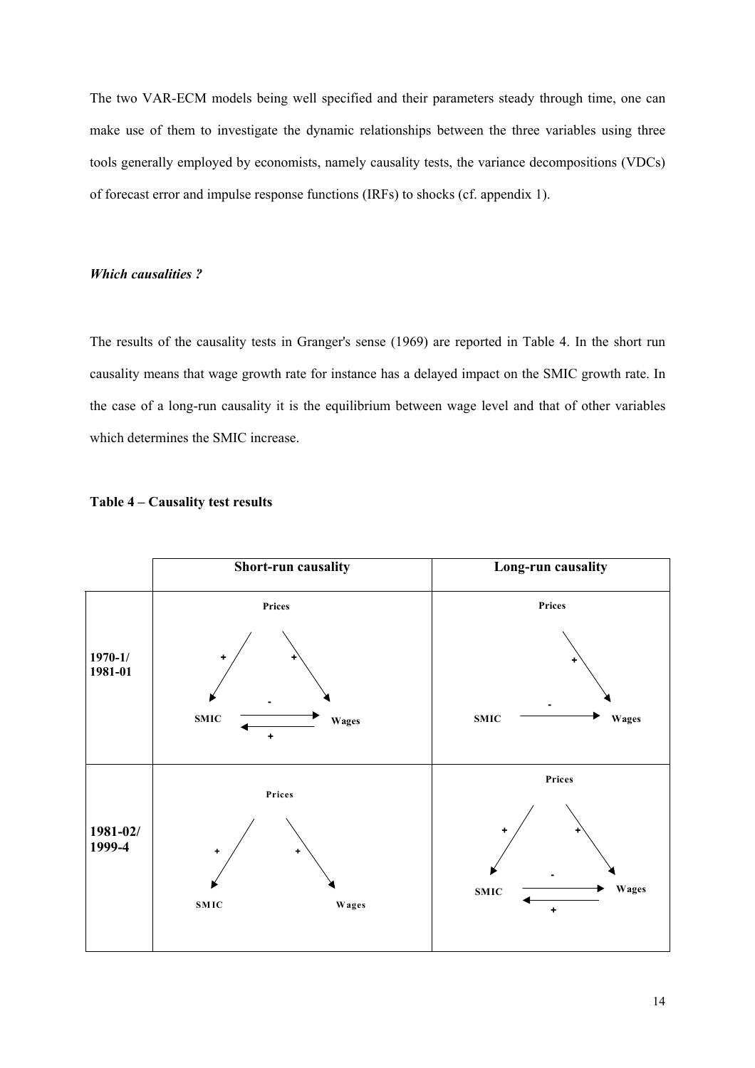The two VAR-ECM models being well specified and their parameters steady through time, one can make use of them to investigate the dynamic relationships between the three variables using three tools generally employed by economists, namely causality tests, the variance decompositions (VDCs) of forecast error and impulse response functions (IRFs) to shocks (cf. appendix 1).

### *Which causalities ?*

The results of the causality tests in Granger's sense (1969) are reported in Table 4. In the short run causality means that wage growth rate for instance has a delayed impact on the SMIC growth rate. In the case of a long-run causality it is the equilibrium between wage level and that of other variables which determines the SMIC increase.

**Table 4 – Causality test results**

| | **Short-run causality** | **Long-run causality** |
|---|---|---|
| **1970-1/ 1981-01** | Prices → SMIC (+)<br>Prices → Wages (+)<br>SMIC → Wages (-)<br>Wages → SMIC (+) | Prices → Wages (+)<br>SMIC → Wages (-) |
| **1981-02/ 1999-4** | Prices → SMIC (+)<br>Prices → Wages (+) | Prices → SMIC (+)<br>Prices → Wages (+)<br>SMIC → Wages (-)<br>Wages → SMIC (+) |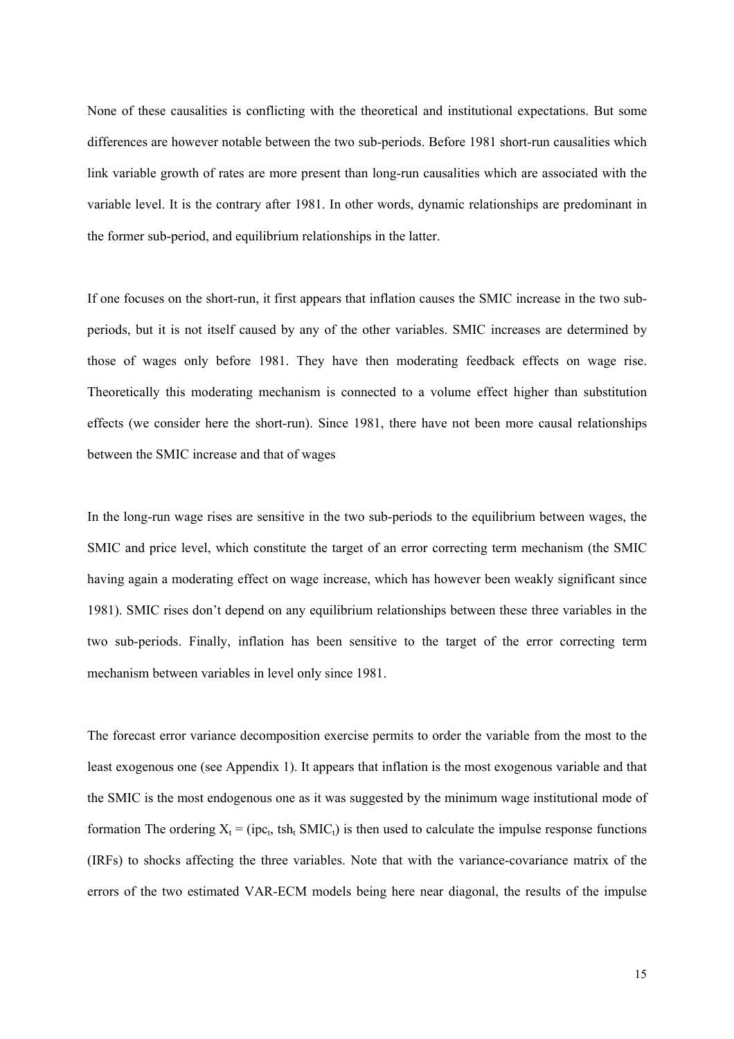None of these causalities is conflicting with the theoretical and institutional expectations. But some differences are however notable between the two sub-periods. Before 1981 short-run causalities which link variable growth of rates are more present than long-run causalities which are associated with the variable level. It is the contrary after 1981. In other words, dynamic relationships are predominant in the former sub-period, and equilibrium relationships in the latter.

If one focuses on the short-run, it first appears that inflation causes the SMIC increase in the two sub-periods, but it is not itself caused by any of the other variables. SMIC increases are determined by those of wages only before 1981. They have then moderating feedback effects on wage rise. Theoretically this moderating mechanism is connected to a volume effect higher than substitution effects (we consider here the short-run). Since 1981, there have not been more causal relationships between the SMIC increase and that of wages

In the long-run wage rises are sensitive in the two sub-periods to the equilibrium between wages, the SMIC and price level, which constitute the target of an error correcting term mechanism (the SMIC having again a moderating effect on wage increase, which has however been weakly significant since 1981). SMIC rises don't depend on any equilibrium relationships between these three variables in the two sub-periods. Finally, inflation has been sensitive to the target of the error correcting term mechanism between variables in level only since 1981.

The forecast error variance decomposition exercise permits to order the variable from the most to the least exogenous one (see Appendix 1). It appears that inflation is the most exogenous variable and that the SMIC is the most endogenous one as it was suggested by the minimum wage institutional mode of formation The ordering $X_t = (ipc_t, tsh_t\ SMIC_t)$ is then used to calculate the impulse response functions (IRFs) to shocks affecting the three variables. Note that with the variance-covariance matrix of the errors of the two estimated VAR-ECM models being here near diagonal, the results of the impulse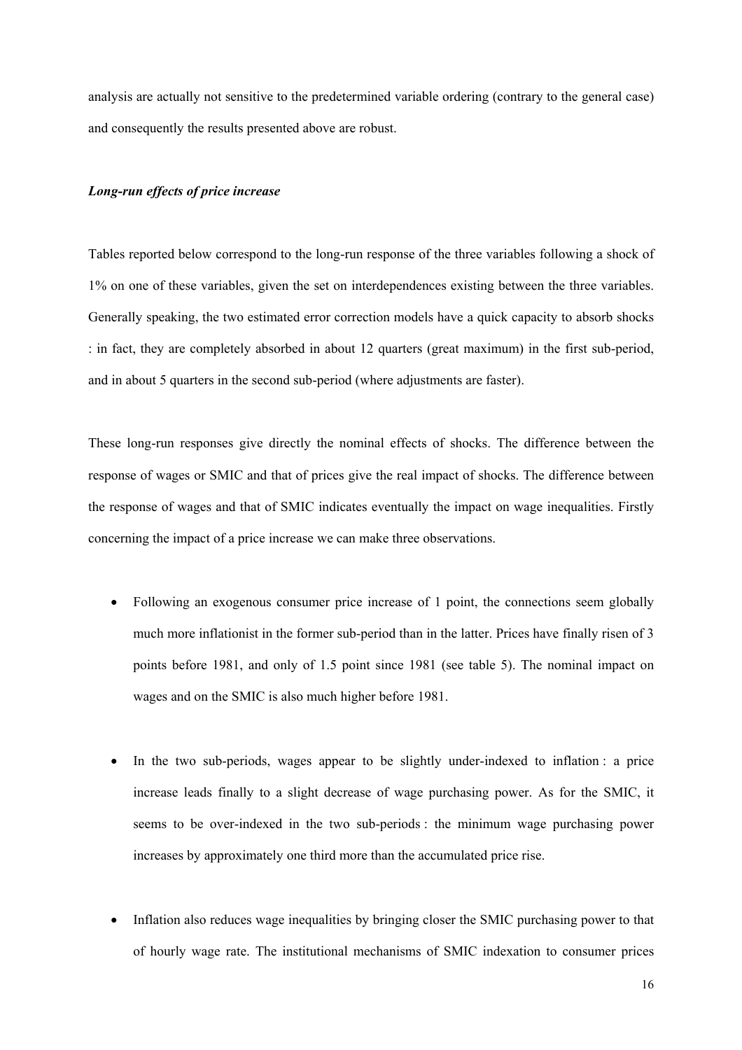analysis are actually not sensitive to the predetermined variable ordering (contrary to the general case) and consequently the results presented above are robust.

***Long-run effects of price increase***

Tables reported below correspond to the long-run response of the three variables following a shock of 1% on one of these variables, given the set on interdependences existing between the three variables. Generally speaking, the two estimated error correction models have a quick capacity to absorb shocks : in fact, they are completely absorbed in about 12 quarters (great maximum) in the first sub-period, and in about 5 quarters in the second sub-period (where adjustments are faster).

These long-run responses give directly the nominal effects of shocks. The difference between the response of wages or SMIC and that of prices give the real impact of shocks. The difference between the response of wages and that of SMIC indicates eventually the impact on wage inequalities. Firstly concerning the impact of a price increase we can make three observations.

- Following an exogenous consumer price increase of 1 point, the connections seem globally much more inflationist in the former sub-period than in the latter. Prices have finally risen of 3 points before 1981, and only of 1.5 point since 1981 (see table 5). The nominal impact on wages and on the SMIC is also much higher before 1981.

- In the two sub-periods, wages appear to be slightly under-indexed to inflation : a price increase leads finally to a slight decrease of wage purchasing power. As for the SMIC, it seems to be over-indexed in the two sub-periods : the minimum wage purchasing power increases by approximately one third more than the accumulated price rise.

- Inflation also reduces wage inequalities by bringing closer the SMIC purchasing power to that of hourly wage rate. The institutional mechanisms of SMIC indexation to consumer prices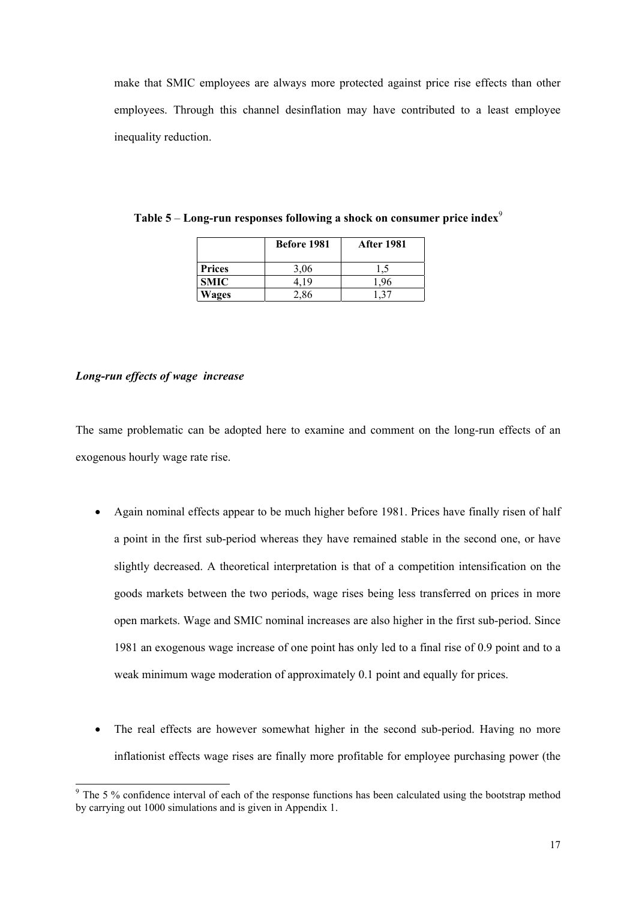make that SMIC employees are always more protected against price rise effects than other employees. Through this channel desinflation may have contributed to a least employee inequality reduction.

**Table 5** – **Long-run responses following a shock on consumer price index**[9]

| | **Before 1981** | **After 1981** |
|---|---|---|
| **Prices** | 3,06 | 1,5 |
| **SMIC** | 4,19 | 1,96 |
| **Wages** | 2,86 | 1,37 |

***Long-run effects of wage increase***

The same problematic can be adopted here to examine and comment on the long-run effects of an exogenous hourly wage rate rise.

- Again nominal effects appear to be much higher before 1981. Prices have finally risen of half a point in the first sub-period whereas they have remained stable in the second one, or have slightly decreased. A theoretical interpretation is that of a competition intensification on the goods markets between the two periods, wage rises being less transferred on prices in more open markets. Wage and SMIC nominal increases are also higher in the first sub-period. Since 1981 an exogenous wage increase of one point has only led to a final rise of 0.9 point and to a weak minimum wage moderation of approximately 0.1 point and equally for prices.

- The real effects are however somewhat higher in the second sub-period. Having no more inflationist effects wage rises are finally more profitable for employee purchasing power (the

[9] The 5 % confidence interval of each of the response functions has been calculated using the bootstrap method by carrying out 1000 simulations and is given in Appendix 1.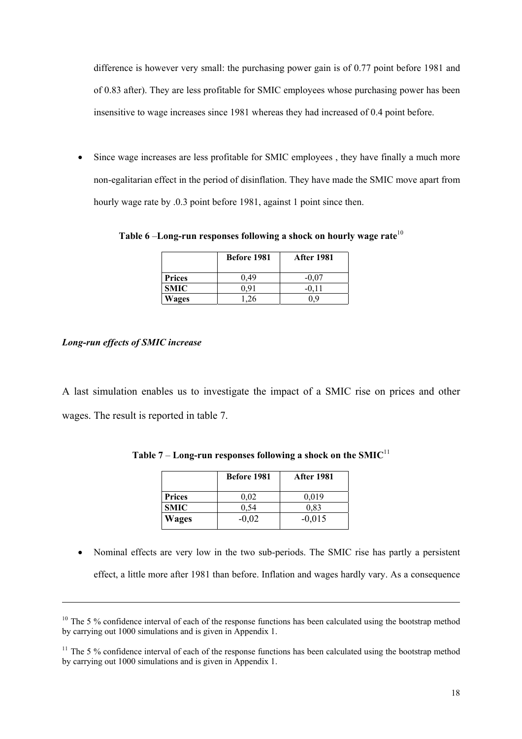difference is however very small: the purchasing power gain is of 0.77 point before 1981 and of 0.83 after). They are less profitable for SMIC employees whose purchasing power has been insensitive to wage increases since 1981 whereas they had increased of 0.4 point before.

- Since wage increases are less profitable for SMIC employees , they have finally a much more non-egalitarian effect in the period of disinflation. They have made the SMIC move apart from hourly wage rate by .0.3 point before 1981, against 1 point since then.

**Table 6 –Long-run responses following a shock on hourly wage rate**[10]

| | Before 1981 | After 1981 |
|---|---|---|
| **Prices** | 0,49 | -0,07 |
| **SMIC** | 0,91 | -0,11 |
| **Wages** | 1,26 | 0,9 |

***Long-run effects of SMIC increase***

A last simulation enables us to investigate the impact of a SMIC rise on prices and other wages. The result is reported in table 7.

**Table 7 – Long-run responses following a shock on the SMIC**[11]

| | Before 1981 | After 1981 |
|---|---|---|
| **Prices** | 0,02 | 0,019 |
| **SMIC** | 0,54 | 0,83 |
| **Wages** | -0,02 | -0,015 |

- Nominal effects are very low in the two sub-periods. The SMIC rise has partly a persistent effect, a little more after 1981 than before. Inflation and wages hardly vary. As a consequence

---

[10] The 5 % confidence interval of each of the response functions has been calculated using the bootstrap method by carrying out 1000 simulations and is given in Appendix 1.

[11] The 5 % confidence interval of each of the response functions has been calculated using the bootstrap method by carrying out 1000 simulations and is given in Appendix 1.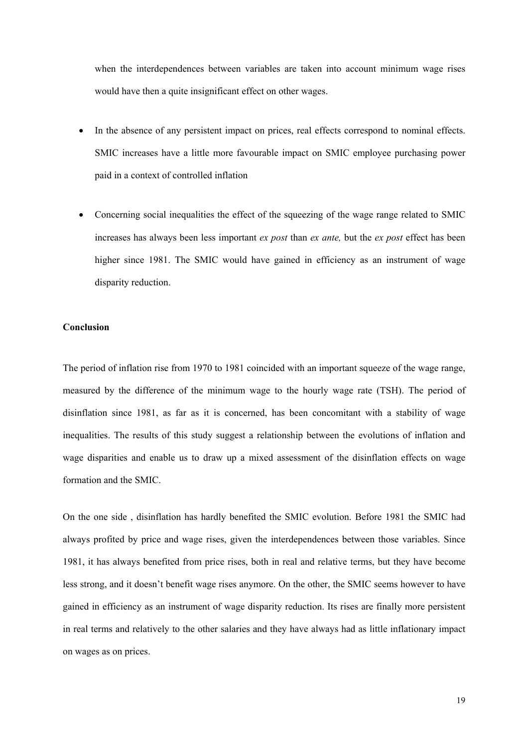when the interdependences between variables are taken into account minimum wage rises would have then a quite insignificant effect on other wages.

- In the absence of any persistent impact on prices, real effects correspond to nominal effects. SMIC increases have a little more favourable impact on SMIC employee purchasing power paid in a context of controlled inflation

- Concerning social inequalities the effect of the squeezing of the wage range related to SMIC increases has always been less important *ex post* than *ex ante,* but the *ex post* effect has been higher since 1981. The SMIC would have gained in efficiency as an instrument of wage disparity reduction.

**Conclusion**

The period of inflation rise from 1970 to 1981 coincided with an important squeeze of the wage range, measured by the difference of the minimum wage to the hourly wage rate (TSH). The period of disinflation since 1981, as far as it is concerned, has been concomitant with a stability of wage inequalities. The results of this study suggest a relationship between the evolutions of inflation and wage disparities and enable us to draw up a mixed assessment of the disinflation effects on wage formation and the SMIC.

On the one side , disinflation has hardly benefited the SMIC evolution. Before 1981 the SMIC had always profited by price and wage rises, given the interdependences between those variables. Since 1981, it has always benefited from price rises, both in real and relative terms, but they have become less strong, and it doesn't benefit wage rises anymore. On the other, the SMIC seems however to have gained in efficiency as an instrument of wage disparity reduction. Its rises are finally more persistent in real terms and relatively to the other salaries and they have always had as little inflationary impact on wages as on prices.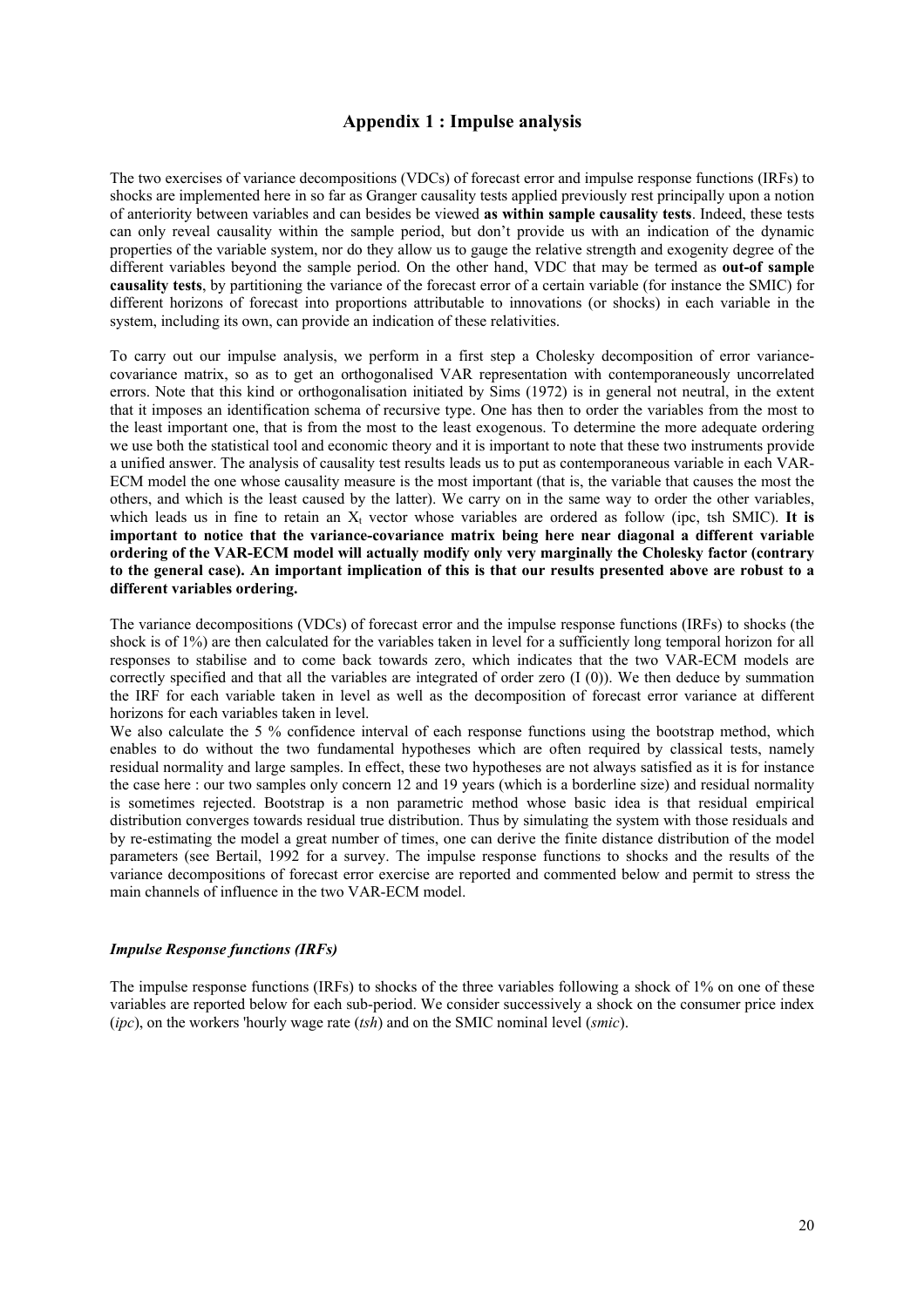## Appendix 1 : Impulse analysis

The two exercises of variance decompositions (VDCs) of forecast error and impulse response functions (IRFs) to shocks are implemented here in so far as Granger causality tests applied previously rest principally upon a notion of anteriority between variables and can besides be viewed **as within sample causality tests**. Indeed, these tests can only reveal causality within the sample period, but don't provide us with an indication of the dynamic properties of the variable system, nor do they allow us to gauge the relative strength and exogenity degree of the different variables beyond the sample period. On the other hand, VDC that may be termed as **out-of sample causality tests**, by partitioning the variance of the forecast error of a certain variable (for instance the SMIC) for different horizons of forecast into proportions attributable to innovations (or shocks) in each variable in the system, including its own, can provide an indication of these relativities.

To carry out our impulse analysis, we perform in a first step a Cholesky decomposition of error variance-covariance matrix, so as to get an orthogonalised VAR representation with contemporaneously uncorrelated errors. Note that this kind or orthogonalisation initiated by Sims (1972) is in general not neutral, in the extent that it imposes an identification schema of recursive type. One has then to order the variables from the most to the least important one, that is from the most to the least exogenous. To determine the more adequate ordering we use both the statistical tool and economic theory and it is important to note that these two instruments provide a unified answer. The analysis of causality test results leads us to put as contemporaneous variable in each VAR-ECM model the one whose causality measure is the most important (that is, the variable that causes the most the others, and which is the least caused by the latter). We carry on in the same way to order the other variables, which leads us in fine to retain an $X_t$ vector whose variables are ordered as follow (ipc, tsh SMIC). **It is important to notice that the variance-covariance matrix being here near diagonal a different variable ordering of the VAR-ECM model will actually modify only very marginally the Cholesky factor (contrary to the general case). An important implication of this is that our results presented above are robust to a different variables ordering.**

The variance decompositions (VDCs) of forecast error and the impulse response functions (IRFs) to shocks (the shock is of 1%) are then calculated for the variables taken in level for a sufficiently long temporal horizon for all responses to stabilise and to come back towards zero, which indicates that the two VAR-ECM models are correctly specified and that all the variables are integrated of order zero (I (0)). We then deduce by summation the IRF for each variable taken in level as well as the decomposition of forecast error variance at different horizons for each variables taken in level.

We also calculate the 5 % confidence interval of each response functions using the bootstrap method, which enables to do without the two fundamental hypotheses which are often required by classical tests, namely residual normality and large samples. In effect, these two hypotheses are not always satisfied as it is for instance the case here : our two samples only concern 12 and 19 years (which is a borderline size) and residual normality is sometimes rejected. Bootstrap is a non parametric method whose basic idea is that residual empirical distribution converges towards residual true distribution. Thus by simulating the system with those residuals and by re-estimating the model a great number of times, one can derive the finite distance distribution of the model parameters (see Bertail, 1992 for a survey. The impulse response functions to shocks and the results of the variance decompositions of forecast error exercise are reported and commented below and permit to stress the main channels of influence in the two VAR-ECM model.

### *Impulse Response functions (IRFs)*

The impulse response functions (IRFs) to shocks of the three variables following a shock of 1% on one of these variables are reported below for each sub-period. We consider successively a shock on the consumer price index (*ipc*), on the workers 'hourly wage rate (*tsh*) and on the SMIC nominal level (*smic*).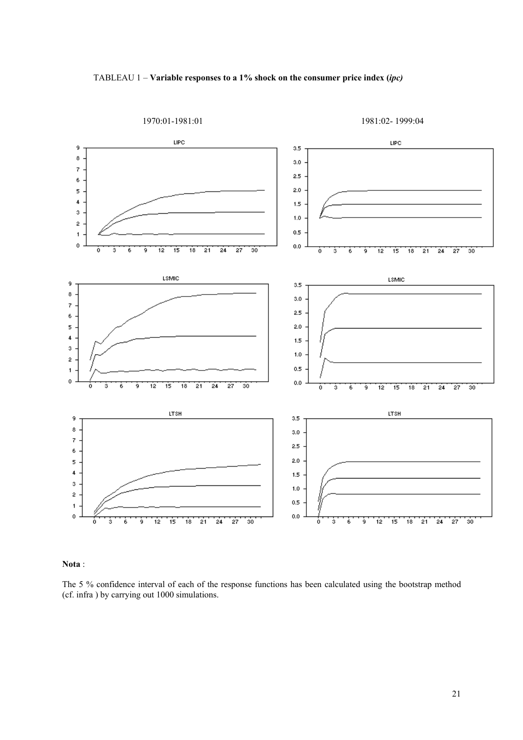TABLEAU 1 – **Variable responses to a 1% shock on the consumer price index (*ipc)***

1970:01-1981:01 1981:02- 1999:04

**Nota** :

The 5 % confidence interval of each of the response functions has been calculated using the bootstrap method (cf. infra ) by carrying out 1000 simulations.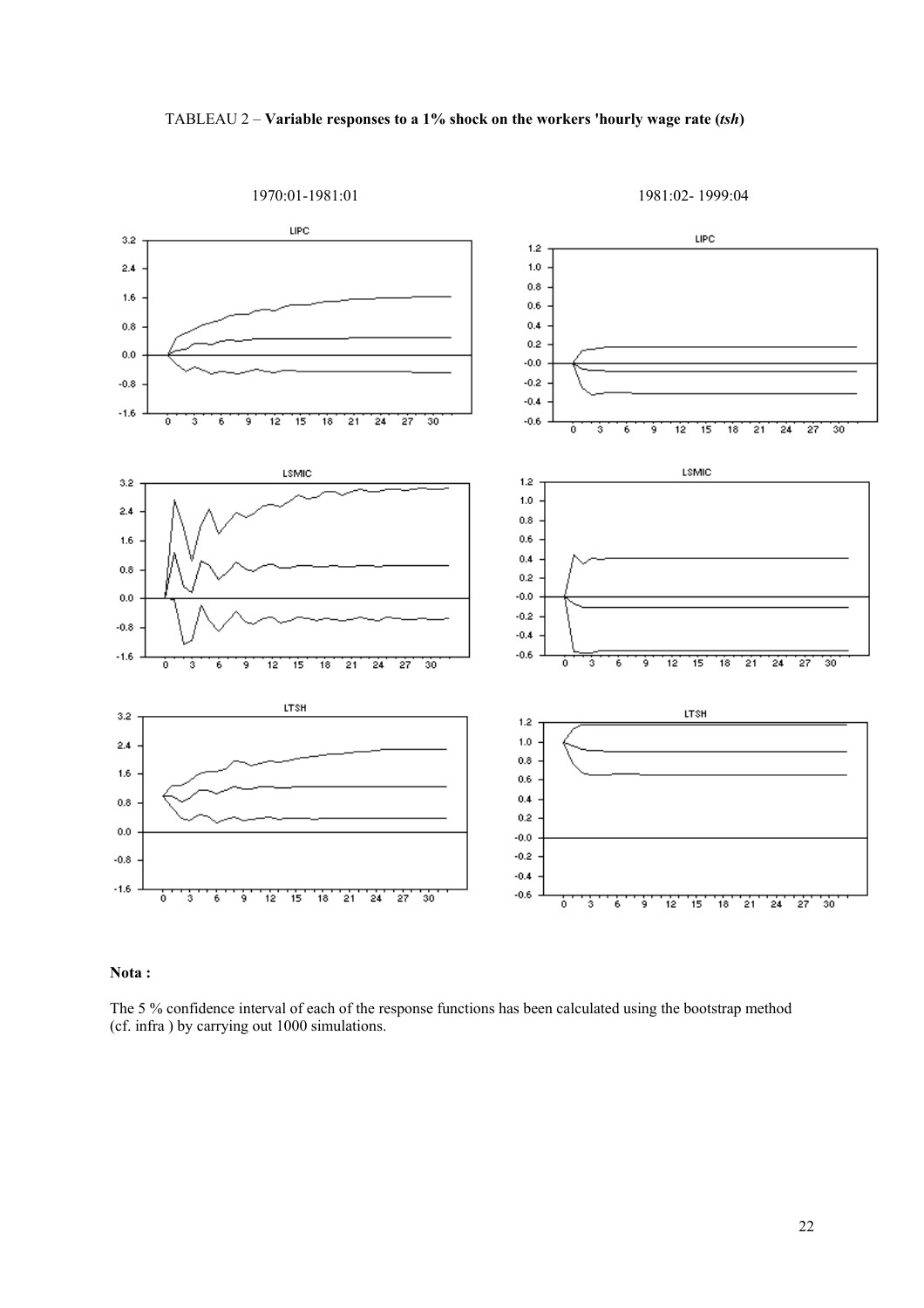TABLEAU 2 – **Variable responses to a 1% shock on the workers 'hourly wage rate (*tsh*)**

1970:01-1981:01 1981:02- 1999:04

**Nota :**

The 5 % confidence interval of each of the response functions has been calculated using the bootstrap method (cf. infra ) by carrying out 1000 simulations.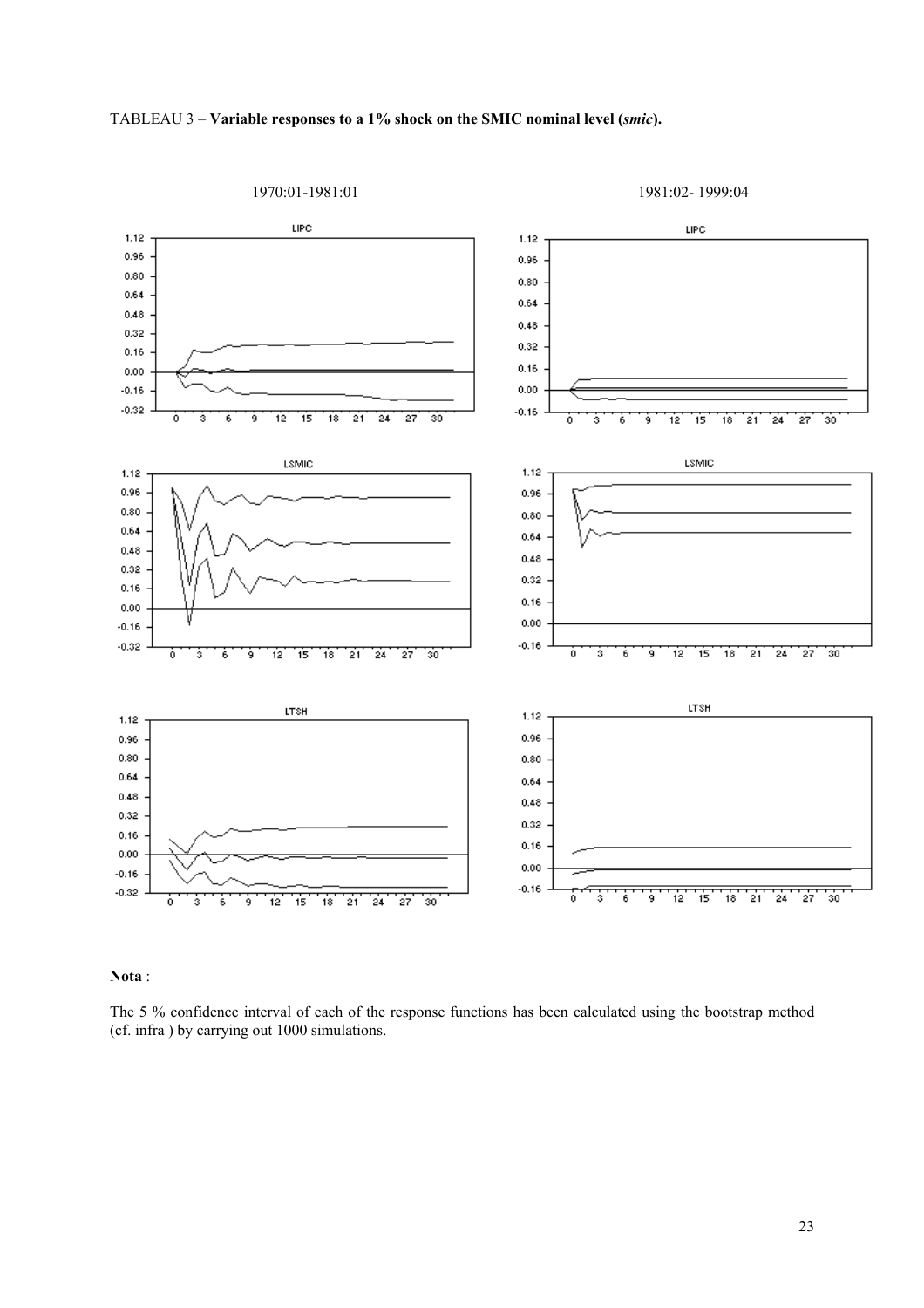TABLEAU 3 – **Variable responses to a 1% shock on the SMIC nominal level (*smic*).**

1970:01-1981:01

1981:02- 1999:04

**Nota** :

The 5 % confidence interval of each of the response functions has been calculated using the bootstrap method (cf. infra ) by carrying out 1000 simulations.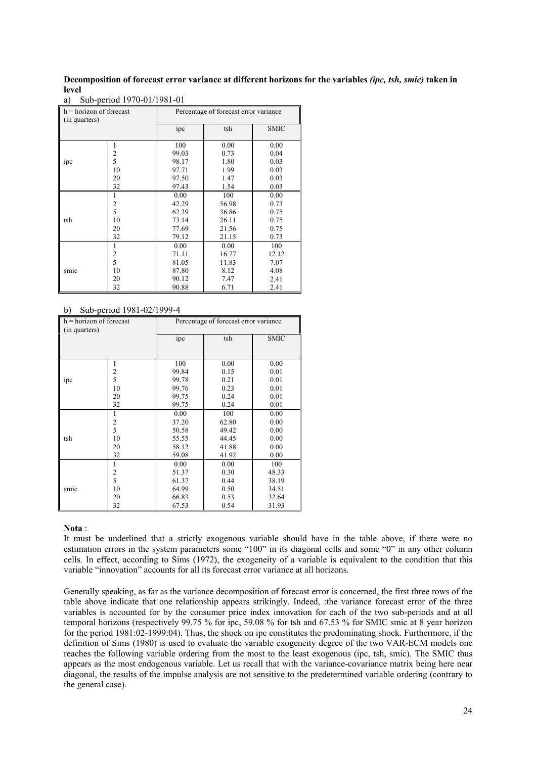**Decomposition of forecast error variance at different horizons for the variables *(ipc, tsh, smic)* taken in level**

a) Sub-period 1970-01/1981-01

| h = horizon of forecast (in quarters) | | Percentage of forecast error variance | | |
|---|---|---|---|---|
| | | ipc | tsh | SMIC |
| ipc | 1 | 100 | 0.00 | 0.00 |
| | 2 | 99.03 | 0.73 | 0.04 |
| | 5 | 98.17 | 1.80 | 0.03 |
| | 10 | 97.71 | 1.99 | 0.03 |
| | 20 | 97.50 | 1.47 | 0.03 |
| | 32 | 97.43 | 1.54 | 0.03 |
| tsh | 1 | 0.00 | 100 | 0.00 |
| | 2 | 42.29 | 56.98 | 0.73 |
| | 5 | 62.39 | 36.86 | 0.75 |
| | 10 | 73.14 | 26.11 | 0.75 |
| | 20 | 77.69 | 21.56 | 0.75 |
| | 32 | 79.12 | 21.15 | 0.73 |
| smic | 1 | 0.00 | 0.00 | 100 |
| | 2 | 71.11 | 16.77 | 12.12 |
| | 5 | 81.05 | 11.83 | 7.07 |
| | 10 | 87.80 | 8.12 | 4.08 |
| | 20 | 90.12 | 7.47 | 2.41 |
| | 32 | 90.88 | 6.71 | 2.41 |

b) Sub-period 1981-02/1999-4

| h = horizon of forecast (in quarters) | | Percentage of forecast error variance | | |
|---|---|---|---|---|
| | | ipc | tsh | SMIC |
| ipc | 1 | 100 | 0.00 | 0.00 |
| | 2 | 99.84 | 0.15 | 0.01 |
| | 5 | 99.78 | 0.21 | 0.01 |
| | 10 | 99.76 | 0.23 | 0.01 |
| | 20 | 99.75 | 0.24 | 0.01 |
| | 32 | 99.75 | 0.24 | 0.01 |
| tsh | 1 | 0.00 | 100 | 0.00 |
| | 2 | 37.20 | 62.80 | 0.00 |
| | 5 | 50.58 | 49.42 | 0.00 |
| | 10 | 55.55 | 44.45 | 0.00 |
| | 20 | 58.12 | 41.88 | 0.00 |
| | 32 | 59.08 | 41.92 | 0.00 |
| smic | 1 | 0.00 | 0.00 | 100 |
| | 2 | 51.37 | 0.30 | 48.33 |
| | 5 | 61.37 | 0.44 | 38.19 |
| | 10 | 64.99 | 0.50 | 34.51 |
| | 20 | 66.83 | 0.53 | 32.64 |
| | 32 | 67.53 | 0.54 | 31.93 |

**Nota** :

It must be underlined that a strictly exogenous variable should have in the table above, if there were no estimation errors in the system parameters some "100" in its diagonal cells and some "0" in any other column cells. In effect, according to Sims (1972), the exogeneity of a variable is equivalent to the condition that this variable "innovation" accounts for all its forecast error variance at all horizons.

Generally speaking, as far as the variance decomposition of forecast error is concerned, the first three rows of the table above indicate that one relationship appears strikingly. Indeed, :the variance forecast error of the three variables is accounted for by the consumer price index innovation for each of the two sub-periods and at all temporal horizons (respectively 99.75 % for ipc, 59.08 % for tsh and 67.53 % for SMIC smic at 8 year horizon for the period 1981:02-1999:04). Thus, the shock on ipc constitutes the predominating shock. Furthermore, if the definition of Sims (1980) is used to evaluate the variable exogeneity degree of the two VAR-ECM models one reaches the following variable ordering from the most to the least exogenous (ipc, tsh, smic). The SMIC thus appears as the most endogenous variable. Let us recall that with the variance-covariance matrix being here near diagonal, the results of the impulse analysis are not sensitive to the predetermined variable ordering (contrary to the general case).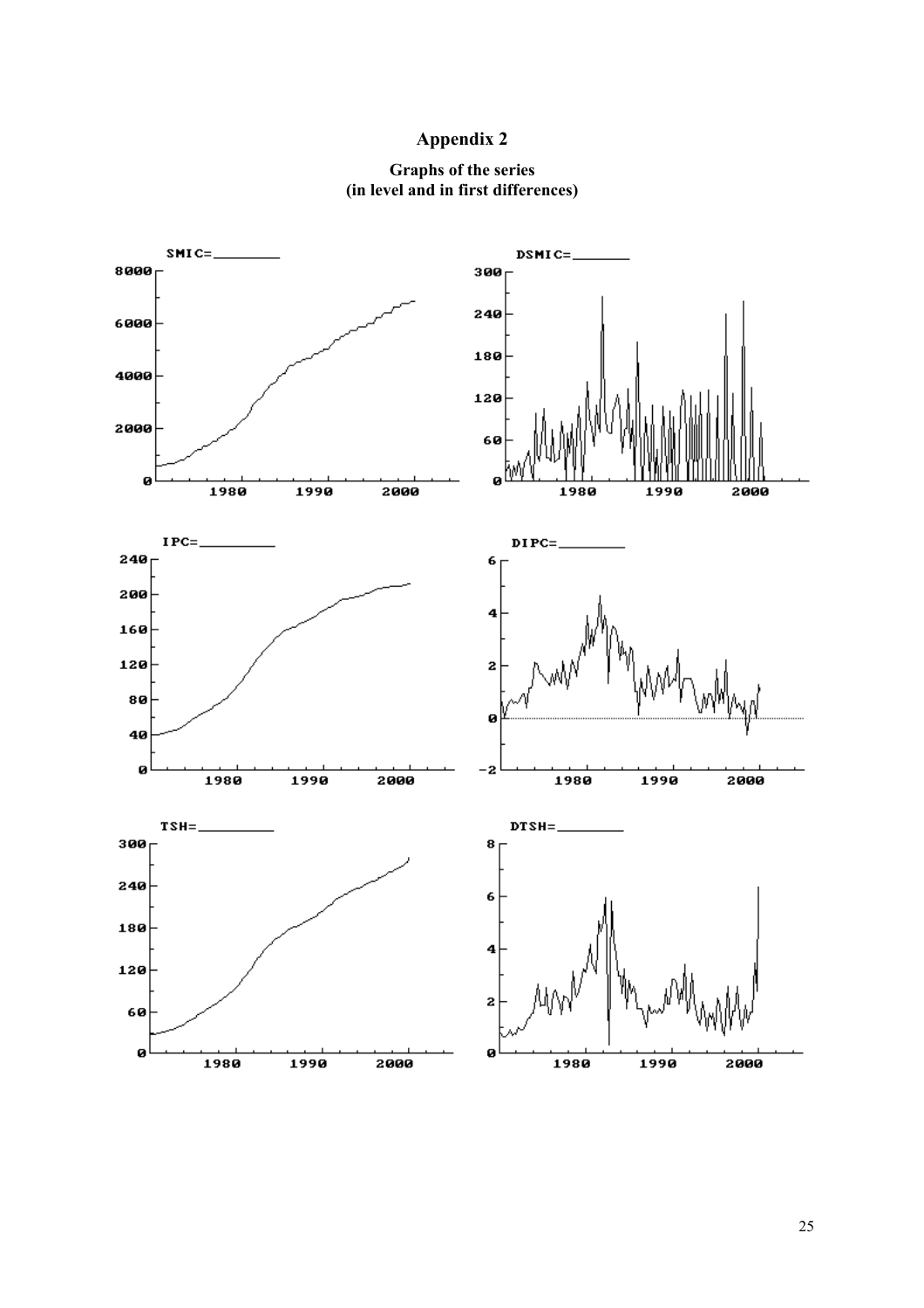# Appendix 2

**Graphs of the series**
**(in level and in first differences)**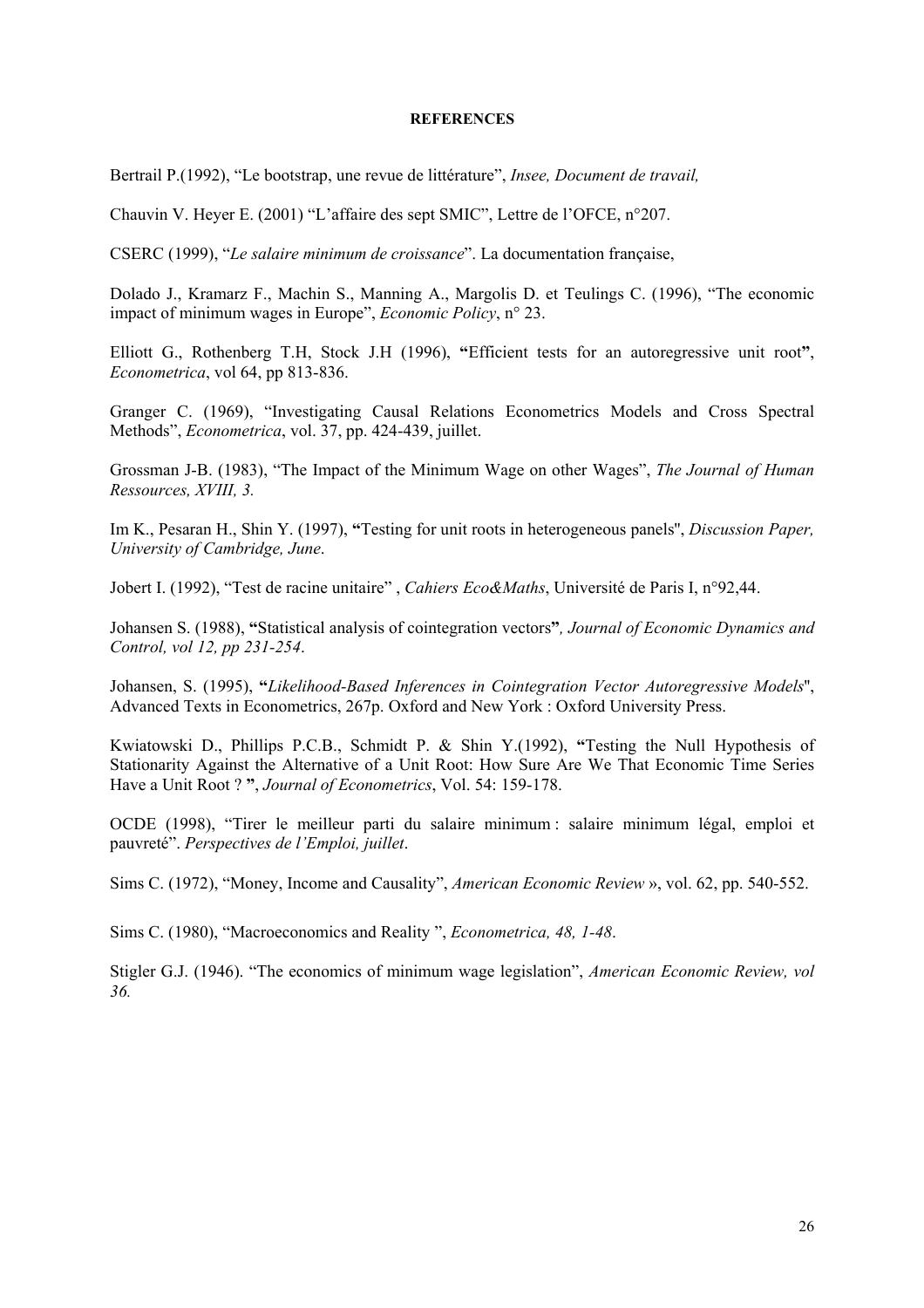**REFERENCES**

Bertrail P.(1992), "Le bootstrap, une revue de littérature", *Insee, Document de travail,*

Chauvin V. Heyer E. (2001) "L'affaire des sept SMIC", Lettre de l'OFCE, n°207.

CSERC (1999), "*Le salaire minimum de croissance*". La documentation française,

Dolado J., Kramarz F., Machin S., Manning A., Margolis D. et Teulings C. (1996), "The economic impact of minimum wages in Europe", *Economic Policy*, n° 23.

Elliott G., Rothenberg T.H, Stock J.H (1996), **"**Efficient tests for an autoregressive unit root**"**, *Econometrica*, vol 64, pp 813-836.

Granger C. (1969), "Investigating Causal Relations Econometrics Models and Cross Spectral Methods", *Econometrica*, vol. 37, pp. 424-439, juillet.

Grossman J-B. (1983), "The Impact of the Minimum Wage on other Wages", *The Journal of Human Ressources, XVIII, 3.*

Im K., Pesaran H., Shin Y. (1997), **"**Testing for unit roots in heterogeneous panels", *Discussion Paper, University of Cambridge, June*.

Jobert I. (1992), "Test de racine unitaire" , *Cahiers Eco&Maths*, Université de Paris I, n°92,44.

Johansen S. (1988), **"**Statistical analysis of cointegration vectors**"***, Journal of Economic Dynamics and Control, vol 12, pp 231-254*.

Johansen, S. (1995), **"***Likelihood-Based Inferences in Cointegration Vector Autoregressive Models*", Advanced Texts in Econometrics, 267p. Oxford and New York : Oxford University Press.

Kwiatowski D., Phillips P.C.B., Schmidt P. & Shin Y.(1992), **"**Testing the Null Hypothesis of Stationarity Against the Alternative of a Unit Root: How Sure Are We That Economic Time Series Have a Unit Root ? **"**, *Journal of Econometrics*, Vol. 54: 159-178.

OCDE (1998), "Tirer le meilleur parti du salaire minimum : salaire minimum légal, emploi et pauvreté". *Perspectives de l'Emploi, juillet*.

Sims C. (1972), "Money, Income and Causality", *American Economic Review* », vol. 62, pp. 540-552.

Sims C. (1980), "Macroeconomics and Reality ", *Econometrica, 48, 1-48*.

Stigler G.J. (1946). "The economics of minimum wage legislation", *American Economic Review, vol 36.*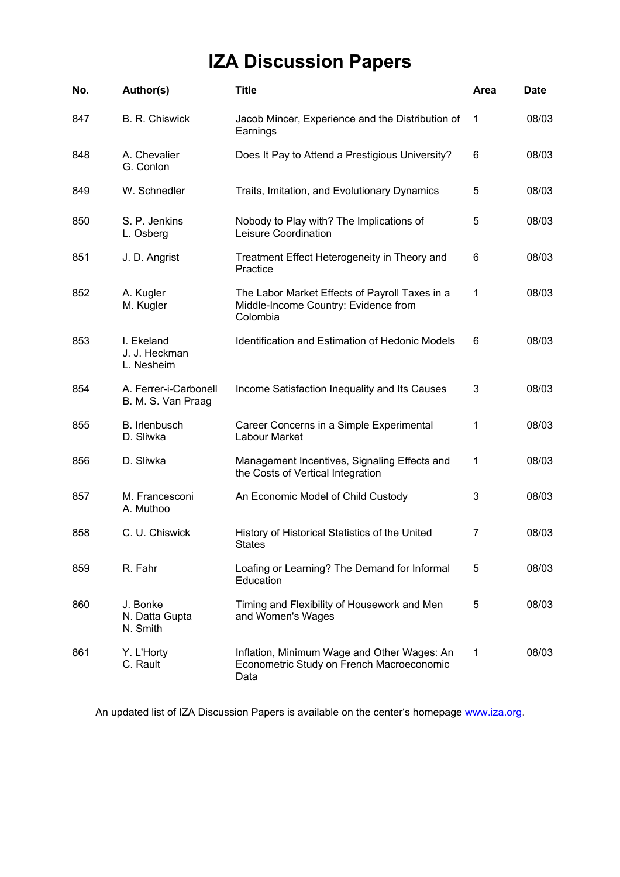# IZA Discussion Papers

| No. | Author(s) | Title | Area | Date |
|---|---|---|---|---|
| 847 | B. R. Chiswick | Jacob Mincer, Experience and the Distribution of Earnings | 1 | 08/03 |
| 848 | A. Chevalier<br>G. Conlon | Does It Pay to Attend a Prestigious University? | 6 | 08/03 |
| 849 | W. Schnedler | Traits, Imitation, and Evolutionary Dynamics | 5 | 08/03 |
| 850 | S. P. Jenkins<br>L. Osberg | Nobody to Play with? The Implications of Leisure Coordination | 5 | 08/03 |
| 851 | J. D. Angrist | Treatment Effect Heterogeneity in Theory and Practice | 6 | 08/03 |
| 852 | A. Kugler<br>M. Kugler | The Labor Market Effects of Payroll Taxes in a Middle-Income Country: Evidence from Colombia | 1 | 08/03 |
| 853 | I. Ekeland<br>J. J. Heckman<br>L. Nesheim | Identification and Estimation of Hedonic Models | 6 | 08/03 |
| 854 | A. Ferrer-i-Carbonell<br>B. M. S. Van Praag | Income Satisfaction Inequality and Its Causes | 3 | 08/03 |
| 855 | B. Irlenbusch<br>D. Sliwka | Career Concerns in a Simple Experimental Labour Market | 1 | 08/03 |
| 856 | D. Sliwka | Management Incentives, Signaling Effects and the Costs of Vertical Integration | 1 | 08/03 |
| 857 | M. Francesconi<br>A. Muthoo | An Economic Model of Child Custody | 3 | 08/03 |
| 858 | C. U. Chiswick | History of Historical Statistics of the United States | 7 | 08/03 |
| 859 | R. Fahr | Loafing or Learning? The Demand for Informal Education | 5 | 08/03 |
| 860 | J. Bonke<br>N. Datta Gupta<br>N. Smith | Timing and Flexibility of Housework and Men and Women's Wages | 5 | 08/03 |
| 861 | Y. L'Horty<br>C. Rault | Inflation, Minimum Wage and Other Wages: An Econometric Study on French Macroeconomic Data | 1 | 08/03 |

An updated list of IZA Discussion Papers is available on the center's homepage www.iza.org.